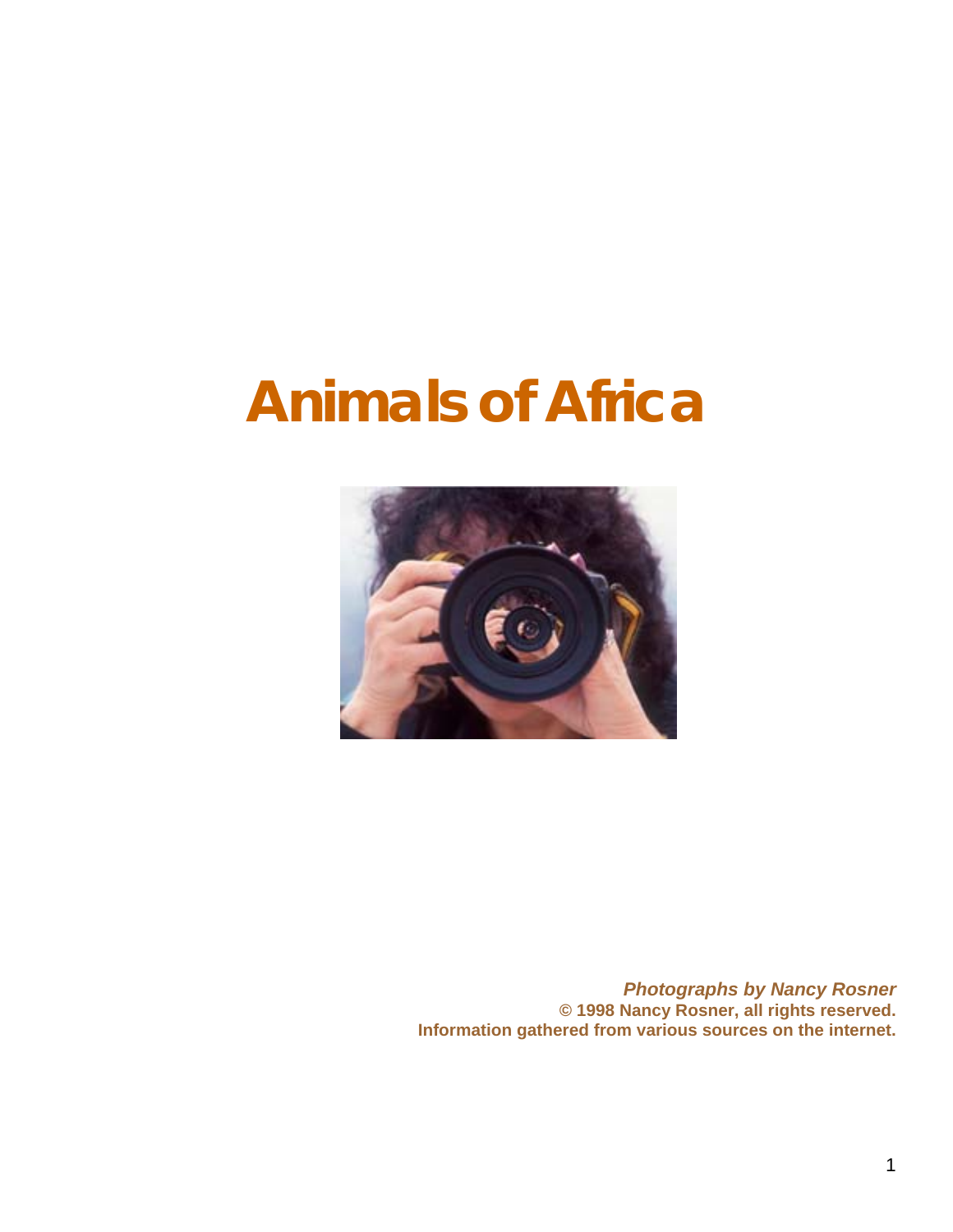# Animals of Africa

***Photographs by Nancy Rosner***
**© 1998 Nancy Rosner, all rights reserved.**
**Information gathered from various sources on the internet.**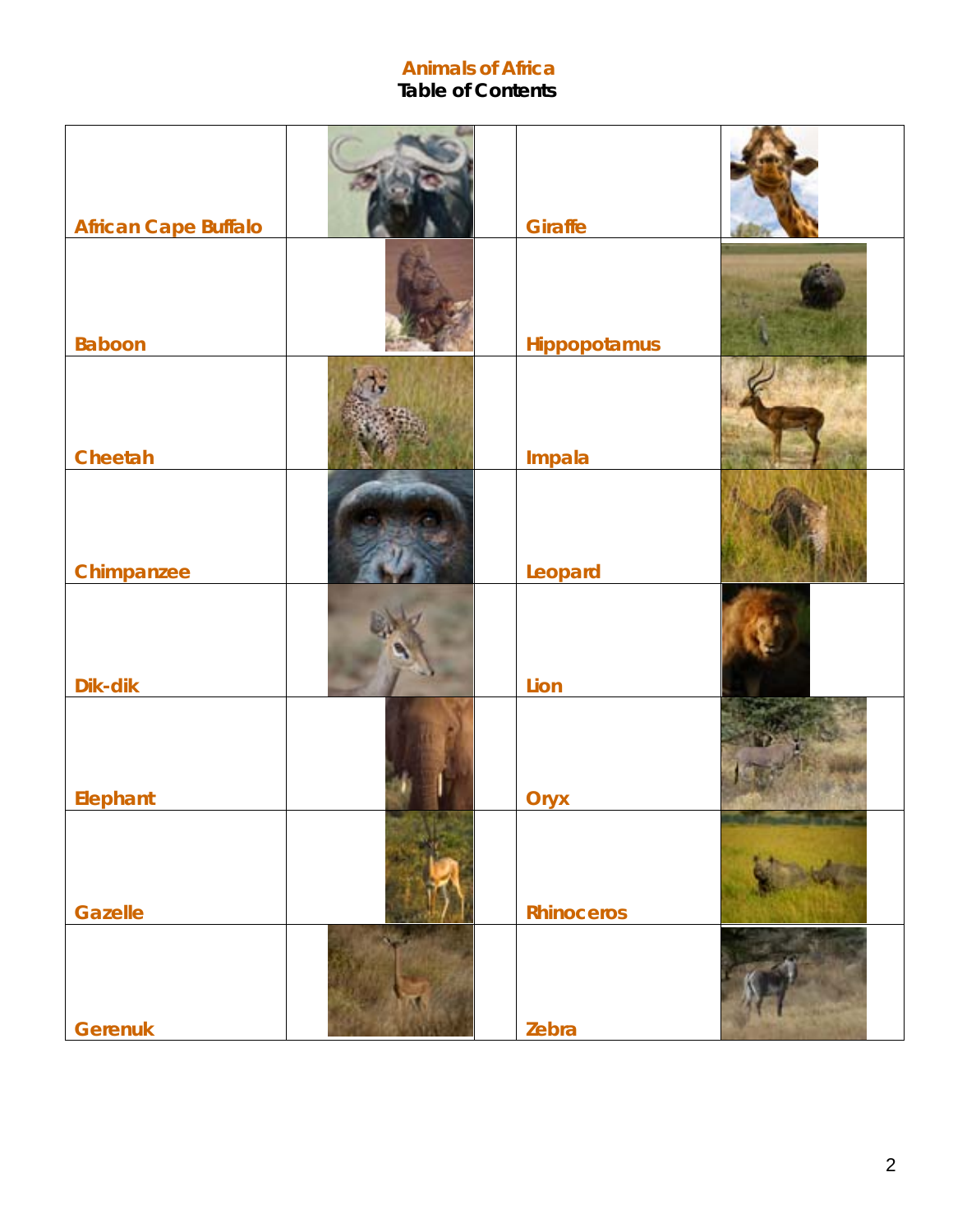## Animals of Africa
### Table of Contents

| | | | |
|---|---|---|---|
| African Cape Buffalo | | Giraffe | |
| Baboon | | Hippopotamus | |
| Cheetah | | Impala | |
| Chimpanzee | | Leopard | |
| Dik-dik | | Lion | |
| Elephant | | Oryx | |
| Gazelle | | Rhinoceros | |
| Gerenuk | | Zebra | |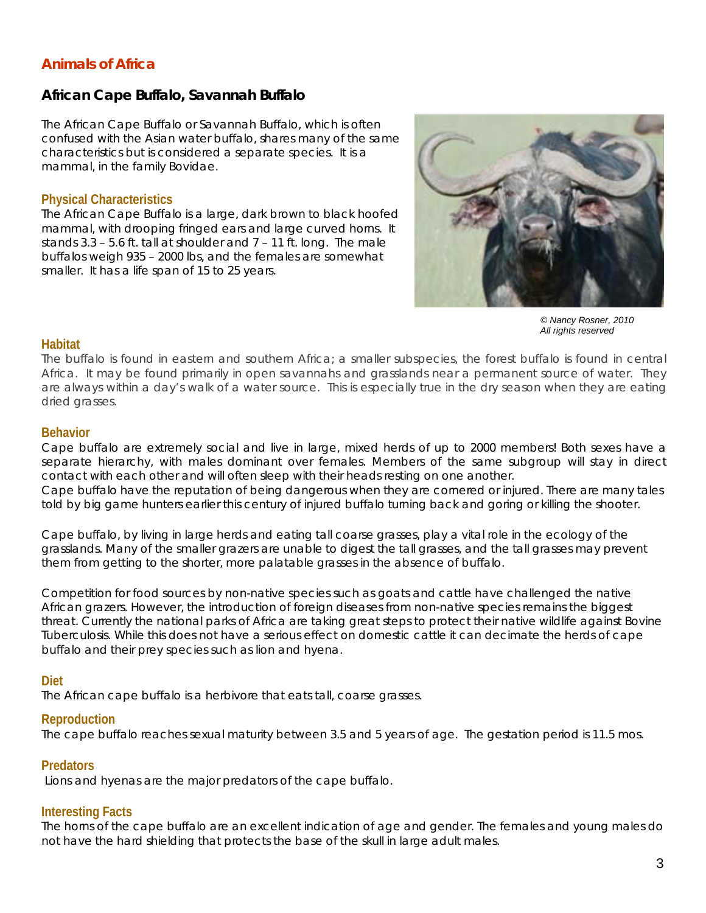# Animals of Africa

## African Cape Buffalo, Savannah Buffalo

The African Cape Buffalo or Savannah Buffalo, which is often confused with the Asian water buffalo, shares many of the same characteristics but is considered a separate species. It is a mammal, in the family Bovidae.

### Physical Characteristics

The African Cape Buffalo is a large, dark brown to black hoofed mammal, with drooping fringed ears and large curved horns. It stands 3.3 – 5.6 ft. tall at shoulder and 7 – 11 ft. long. The male buffalos weigh 935 – 2000 lbs, and the females are somewhat smaller. It has a life span of 15 to 25 years.

*© Nancy Rosner, 2010*
*All rights reserved*

### Habitat

The buffalo is found in eastern and southern Africa; a smaller subspecies, the forest buffalo is found in central Africa. It may be found primarily in open savannahs and grasslands near a permanent source of water. They are always within a day's walk of a water source. This is especially true in the dry season when they are eating dried grasses.

### Behavior

Cape buffalo are extremely social and live in large, mixed herds of up to 2000 members! Both sexes have a separate hierarchy, with males dominant over females. Members of the same subgroup will stay in direct contact with each other and will often sleep with their heads resting on one another.

Cape buffalo have the reputation of being dangerous when they are cornered or injured. There are many tales told by big game hunters earlier this century of injured buffalo turning back and goring or killing the shooter.

Cape buffalo, by living in large herds and eating tall coarse grasses, play a vital role in the ecology of the grasslands. Many of the smaller grazers are unable to digest the tall grasses, and the tall grasses may prevent them from getting to the shorter, more palatable grasses in the absence of buffalo.

Competition for food sources by non-native species such as goats and cattle have challenged the native African grazers. However, the introduction of foreign diseases from non-native species remains the biggest threat. Currently the national parks of Africa are taking great steps to protect their native wildlife against Bovine Tuberculosis. While this does not have a serious effect on domestic cattle it can decimate the herds of cape buffalo and their prey species such as lion and hyena.

### Diet

The African cape buffalo is a herbivore that eats tall, coarse grasses.

### Reproduction

The cape buffalo reaches sexual maturity between 3.5 and 5 years of age. The gestation period is 11.5 mos.

### Predators

Lions and hyenas are the major predators of the cape buffalo.

### Interesting Facts

The horns of the cape buffalo are an excellent indication of age and gender. The females and young males do not have the hard shielding that protects the base of the skull in large adult males.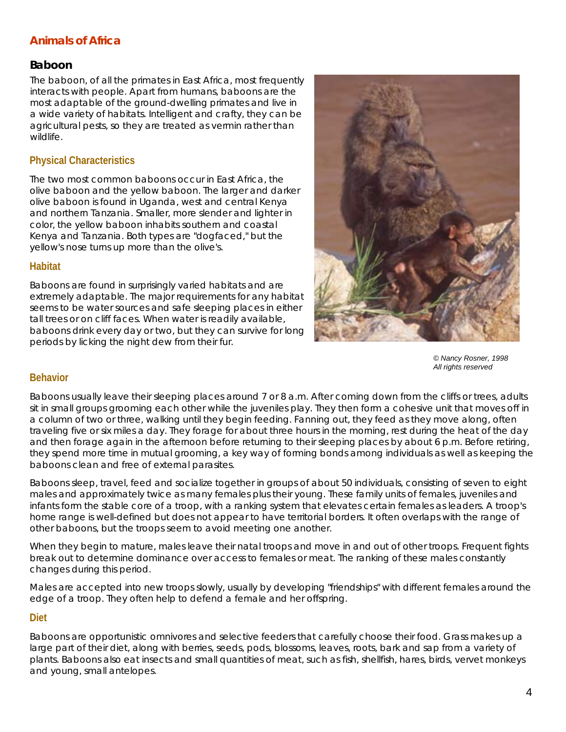## Animals of Africa

### Baboon

The baboon, of all the primates in East Africa, most frequently interacts with people. Apart from humans, baboons are the most adaptable of the ground-dwelling primates and live in a wide variety of habitats. Intelligent and crafty, they can be agricultural pests, so they are treated as vermin rather than wildlife.

#### Physical Characteristics

The two most common baboons occur in East Africa, the olive baboon and the yellow baboon. The larger and darker olive baboon is found in Uganda, west and central Kenya and northern Tanzania. Smaller, more slender and lighter in color, the yellow baboon inhabits southern and coastal Kenya and Tanzania. Both types are "dogfaced," but the yellow's nose turns up more than the olive's.

#### Habitat

Baboons are found in surprisingly varied habitats and are extremely adaptable. The major requirements for any habitat seems to be water sources and safe sleeping places in either tall trees or on cliff faces. When water is readily available, baboons drink every day or two, but they can survive for long periods by licking the night dew from their fur.

*© Nancy Rosner, 1998*
*All rights reserved*

#### Behavior

Baboons usually leave their sleeping places around 7 or 8 a.m. After coming down from the cliffs or trees, adults sit in small groups grooming each other while the juveniles play. They then form a cohesive unit that moves off in a column of two or three, walking until they begin feeding. Fanning out, they feed as they move along, often traveling five or six miles a day. They forage for about three hours in the morning, rest during the heat of the day and then forage again in the afternoon before returning to their sleeping places by about 6 p.m. Before retiring, they spend more time in mutual grooming, a key way of forming bonds among individuals as well as keeping the baboons clean and free of external parasites.

Baboons sleep, travel, feed and socialize together in groups of about 50 individuals, consisting of seven to eight males and approximately twice as many females plus their young. These family units of females, juveniles and infants form the stable core of a troop, with a ranking system that elevates certain females as leaders. A troop's home range is well-defined but does not appear to have territorial borders. It often overlaps with the range of other baboons, but the troops seem to avoid meeting one another.

When they begin to mature, males leave their natal troops and move in and out of other troops. Frequent fights break out to determine dominance over access to females or meat. The ranking of these males constantly changes during this period.

Males are accepted into new troops slowly, usually by developing "friendships" with different females around the edge of a troop. They often help to defend a female and her offspring.

#### Diet

Baboons are opportunistic omnivores and selective feeders that carefully choose their food. Grass makes up a large part of their diet, along with berries, seeds, pods, blossoms, leaves, roots, bark and sap from a variety of plants. Baboons also eat insects and small quantities of meat, such as fish, shellfish, hares, birds, vervet monkeys and young, small antelopes.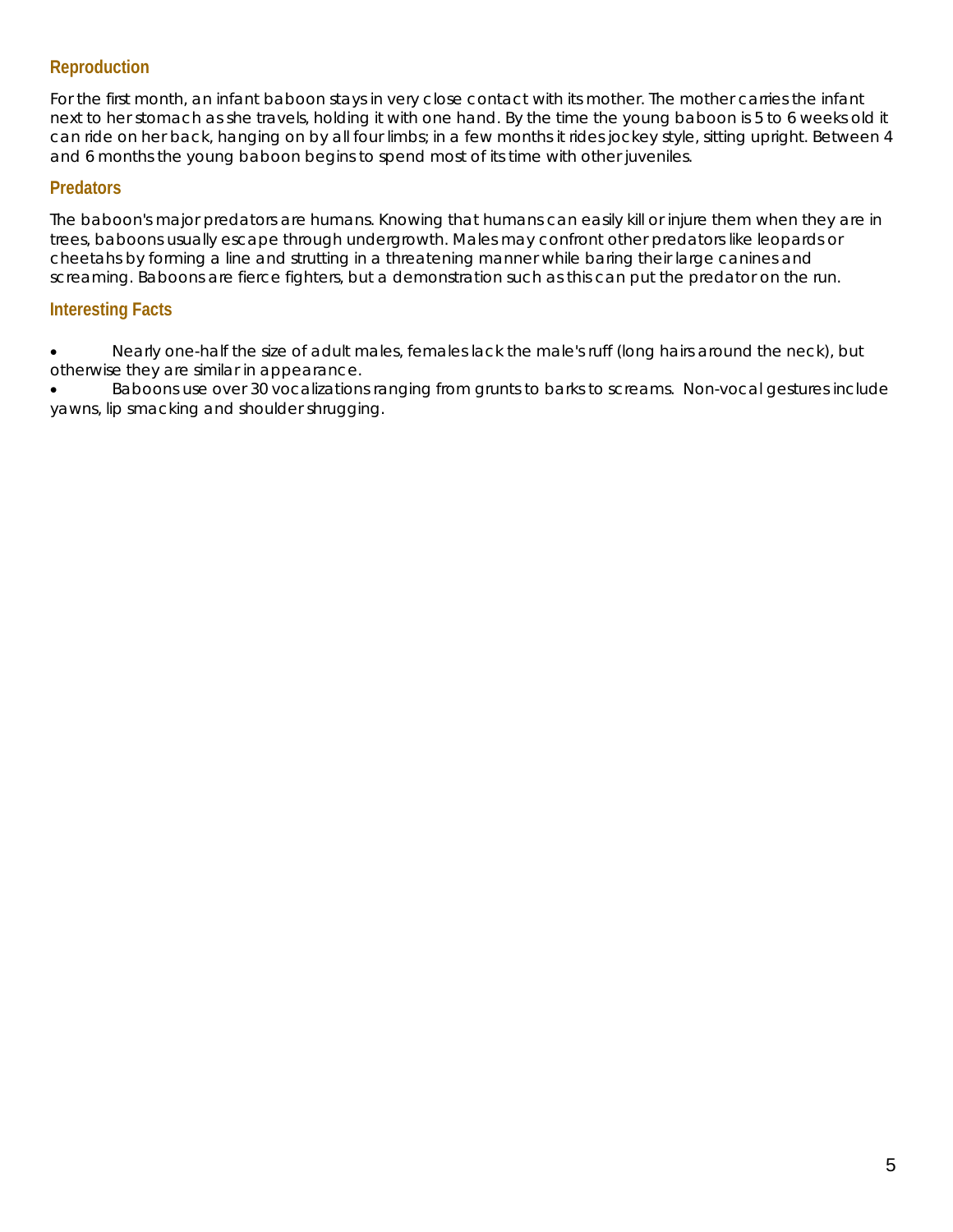## Reproduction

For the first month, an infant baboon stays in very close contact with its mother. The mother carries the infant next to her stomach as she travels, holding it with one hand. By the time the young baboon is 5 to 6 weeks old it can ride on her back, hanging on by all four limbs; in a few months it rides jockey style, sitting upright. Between 4 and 6 months the young baboon begins to spend most of its time with other juveniles.

## Predators

The baboon's major predators are humans. Knowing that humans can easily kill or injure them when they are in trees, baboons usually escape through undergrowth. Males may confront other predators like leopards or cheetahs by forming a line and strutting in a threatening manner while baring their large canines and screaming. Baboons are fierce fighters, but a demonstration such as this can put the predator on the run.

## Interesting Facts

- Nearly one-half the size of adult males, females lack the male's ruff (long hairs around the neck), but otherwise they are similar in appearance.
- Baboons use over 30 vocalizations ranging from grunts to barks to screams. Non-vocal gestures include yawns, lip smacking and shoulder shrugging.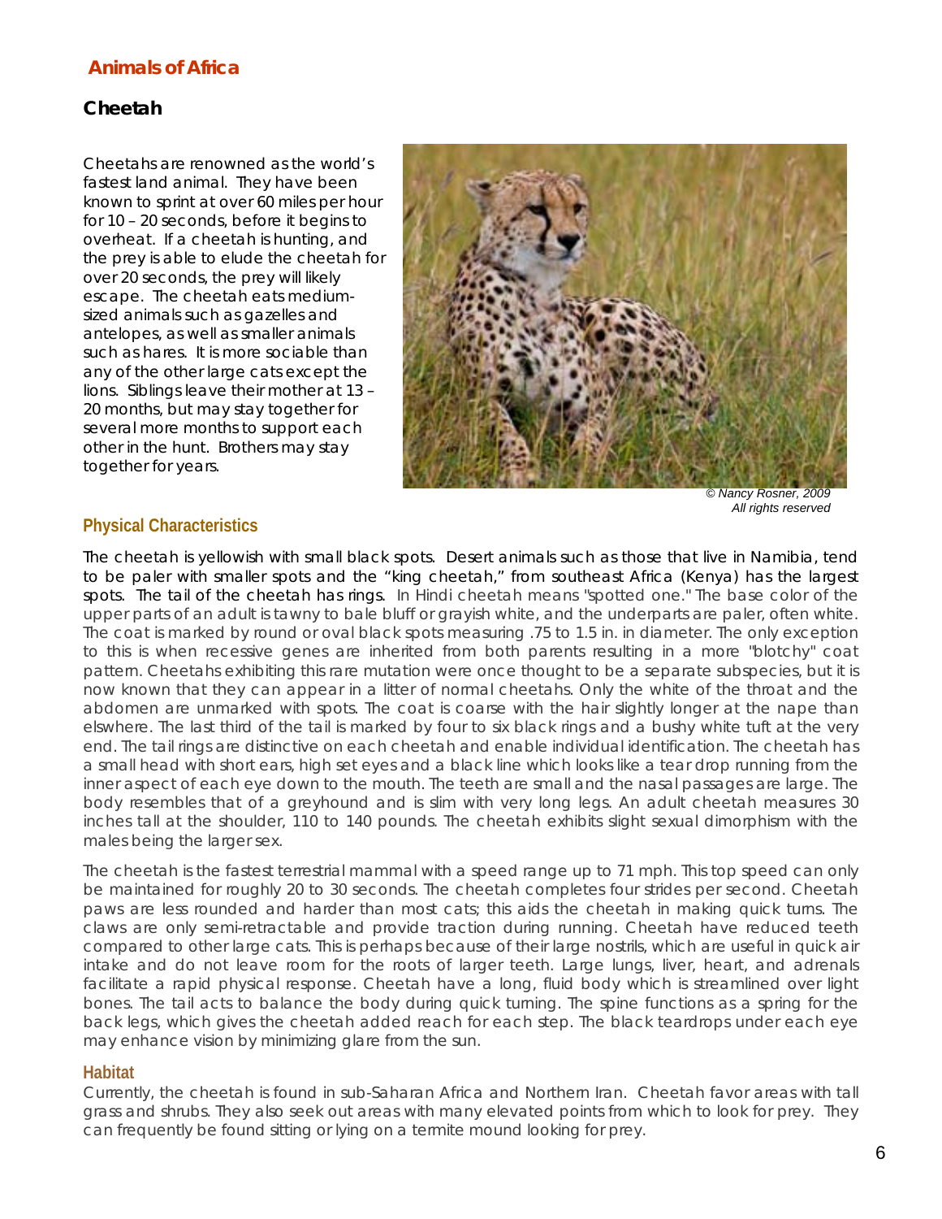## Animals of Africa

### Cheetah

Cheetahs are renowned as the world's fastest land animal. They have been known to sprint at over 60 miles per hour for 10 – 20 seconds, before it begins to overheat. If a cheetah is hunting, and the prey is able to elude the cheetah for over 20 seconds, the prey will likely escape. The cheetah eats medium-sized animals such as gazelles and antelopes, as well as smaller animals such as hares. It is more sociable than any of the other large cats except the lions. Siblings leave their mother at 13 – 20 months, but may stay together for several more months to support each other in the hunt. Brothers may stay together for years.

*© Nancy Rosner, 2009*
*All rights reserved*

#### Physical Characteristics

The cheetah is yellowish with small black spots. Desert animals such as those that live in Namibia, tend to be paler with smaller spots and the "king cheetah," from southeast Africa (Kenya) has the largest spots. The tail of the cheetah has rings. In Hindi cheetah means "spotted one." The base color of the upper parts of an adult is tawny to bale bluff or grayish white, and the underparts are paler, often white. The coat is marked by round or oval black spots measuring .75 to 1.5 in. in diameter. The only exception to this is when recessive genes are inherited from both parents resulting in a more "blotchy" coat pattern. Cheetahs exhibiting this rare mutation were once thought to be a separate subspecies, but it is now known that they can appear in a litter of normal cheetahs. Only the white of the throat and the abdomen are unmarked with spots. The coat is coarse with the hair slightly longer at the nape than elswhere. The last third of the tail is marked by four to six black rings and a bushy white tuft at the very end. The tail rings are distinctive on each cheetah and enable individual identification. The cheetah has a small head with short ears, high set eyes and a black line which looks like a tear drop running from the inner aspect of each eye down to the mouth. The teeth are small and the nasal passages are large. The body resembles that of a greyhound and is slim with very long legs. An adult cheetah measures 30 inches tall at the shoulder, 110 to 140 pounds. The cheetah exhibits slight sexual dimorphism with the males being the larger sex.

The cheetah is the fastest terrestrial mammal with a speed range up to 71 mph. This top speed can only be maintained for roughly 20 to 30 seconds. The cheetah completes four strides per second. Cheetah paws are less rounded and harder than most cats; this aids the cheetah in making quick turns. The claws are only semi-retractable and provide traction during running. Cheetah have reduced teeth compared to other large cats. This is perhaps because of their large nostrils, which are useful in quick air intake and do not leave room for the roots of larger teeth. Large lungs, liver, heart, and adrenals facilitate a rapid physical response. Cheetah have a long, fluid body which is streamlined over light bones. The tail acts to balance the body during quick turning. The spine functions as a spring for the back legs, which gives the cheetah added reach for each step. The black teardrops under each eye may enhance vision by minimizing glare from the sun.

#### Habitat

Currently, the cheetah is found in sub-Saharan Africa and Northern Iran. Cheetah favor areas with tall grass and shrubs. They also seek out areas with many elevated points from which to look for prey. They can frequently be found sitting or lying on a termite mound looking for prey.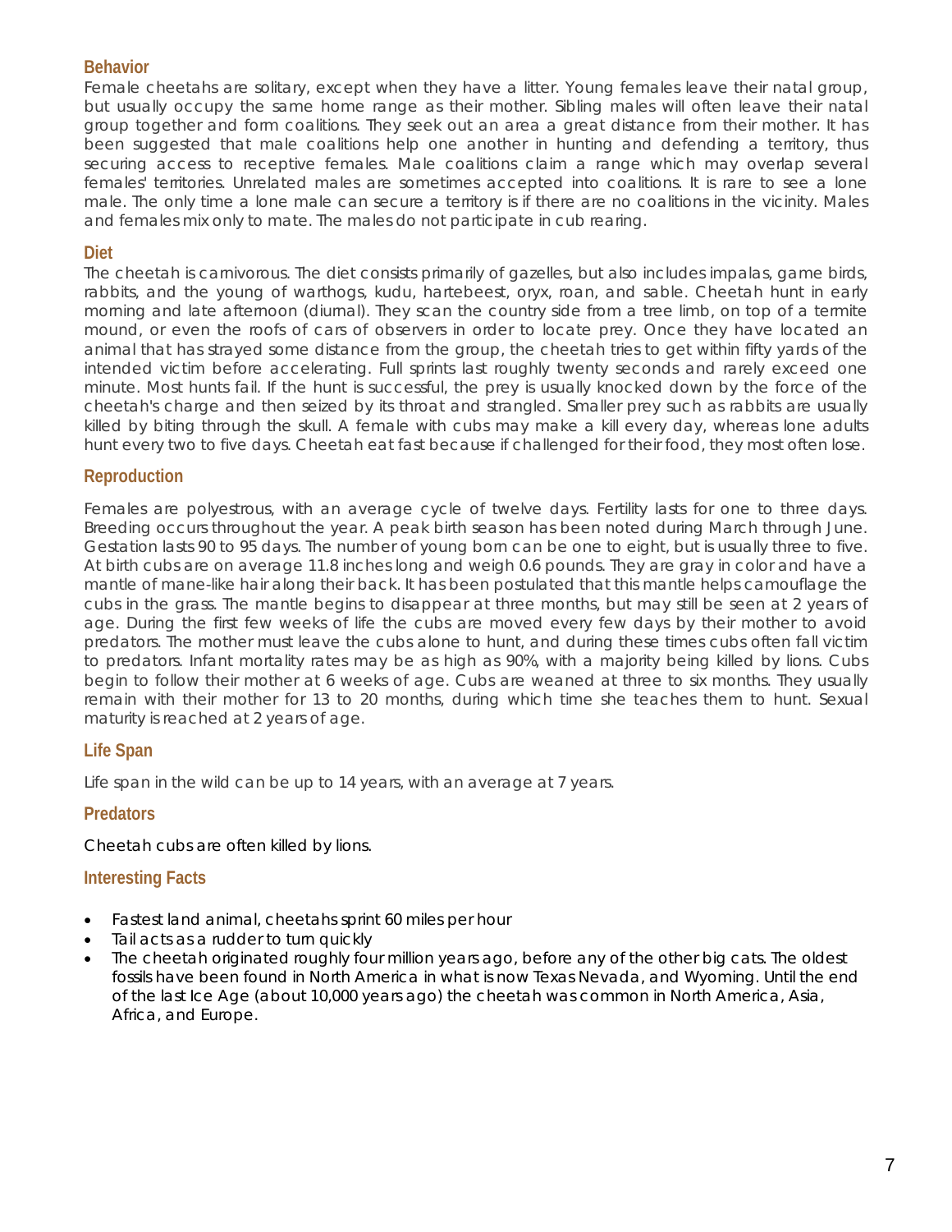## Behavior

Female cheetahs are solitary, except when they have a litter. Young females leave their natal group, but usually occupy the same home range as their mother. Sibling males will often leave their natal group together and form coalitions. They seek out an area a great distance from their mother. It has been suggested that male coalitions help one another in hunting and defending a territory, thus securing access to receptive females. Male coalitions claim a range which may overlap several females' territories. Unrelated males are sometimes accepted into coalitions. It is rare to see a lone male. The only time a lone male can secure a territory is if there are no coalitions in the vicinity. Males and females mix only to mate. The males do not participate in cub rearing.

## Diet

The cheetah is carnivorous. The diet consists primarily of gazelles, but also includes impalas, game birds, rabbits, and the young of warthogs, kudu, hartebeest, oryx, roan, and sable. Cheetah hunt in early morning and late afternoon (diurnal). They scan the country side from a tree limb, on top of a termite mound, or even the roofs of cars of observers in order to locate prey. Once they have located an animal that has strayed some distance from the group, the cheetah tries to get within fifty yards of the intended victim before accelerating. Full sprints last roughly twenty seconds and rarely exceed one minute. Most hunts fail. If the hunt is successful, the prey is usually knocked down by the force of the cheetah's charge and then seized by its throat and strangled. Smaller prey such as rabbits are usually killed by biting through the skull. A female with cubs may make a kill every day, whereas lone adults hunt every two to five days. Cheetah eat fast because if challenged for their food, they most often lose.

## Reproduction

Females are polyestrous, with an average cycle of twelve days. Fertility lasts for one to three days. Breeding occurs throughout the year. A peak birth season has been noted during March through June. Gestation lasts 90 to 95 days. The number of young born can be one to eight, but is usually three to five. At birth cubs are on average 11.8 inches long and weigh 0.6 pounds. They are gray in color and have a mantle of mane-like hair along their back. It has been postulated that this mantle helps camouflage the cubs in the grass. The mantle begins to disappear at three months, but may still be seen at 2 years of age. During the first few weeks of life the cubs are moved every few days by their mother to avoid predators. The mother must leave the cubs alone to hunt, and during these times cubs often fall victim to predators. Infant mortality rates may be as high as 90%, with a majority being killed by lions. Cubs begin to follow their mother at 6 weeks of age. Cubs are weaned at three to six months. They usually remain with their mother for 13 to 20 months, during which time she teaches them to hunt. Sexual maturity is reached at 2 years of age.

## Life Span

Life span in the wild can be up to 14 years, with an average at 7 years.

## Predators

Cheetah cubs are often killed by lions.

## Interesting Facts

- Fastest land animal, cheetahs sprint 60 miles per hour
- Tail acts as a rudder to turn quickly
- The cheetah originated roughly four million years ago, before any of the other big cats. The oldest fossils have been found in North America in what is now Texas Nevada, and Wyoming. Until the end of the last Ice Age (about 10,000 years ago) the cheetah was common in North America, Asia, Africa, and Europe.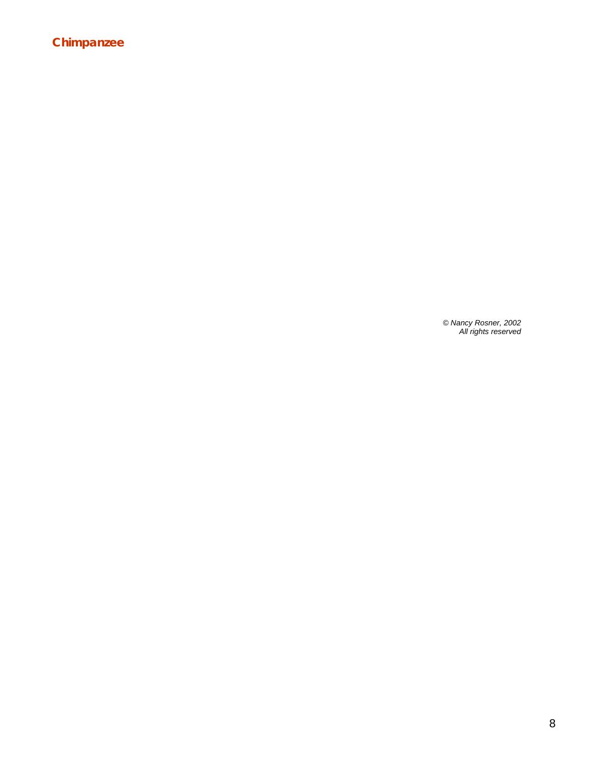## Chimpanzee

*© Nancy Rosner, 2002*
*All rights reserved*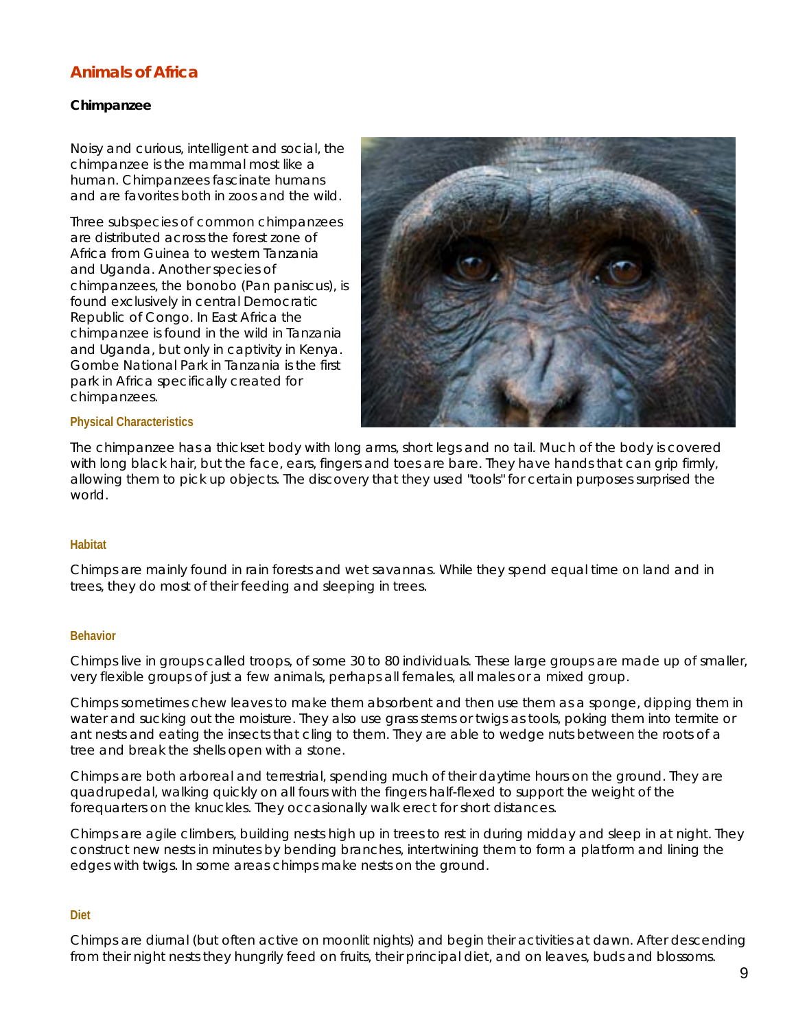## Animals of Africa

### Chimpanzee

Noisy and curious, intelligent and social, the chimpanzee is the mammal most like a human. Chimpanzees fascinate humans and are favorites both in zoos and the wild.

Three subspecies of common chimpanzees are distributed across the forest zone of Africa from Guinea to western Tanzania and Uganda. Another species of chimpanzees, the bonobo (Pan paniscus), is found exclusively in central Democratic Republic of Congo. In East Africa the chimpanzee is found in the wild in Tanzania and Uganda, but only in captivity in Kenya. Gombe National Park in Tanzania is the first park in Africa specifically created for chimpanzees.

#### Physical Characteristics

The chimpanzee has a thickset body with long arms, short legs and no tail. Much of the body is covered with long black hair, but the face, ears, fingers and toes are bare. They have hands that can grip firmly, allowing them to pick up objects. The discovery that they used "tools" for certain purposes surprised the world.

#### Habitat

Chimps are mainly found in rain forests and wet savannas. While they spend equal time on land and in trees, they do most of their feeding and sleeping in trees.

#### Behavior

Chimps live in groups called troops, of some 30 to 80 individuals. These large groups are made up of smaller, very flexible groups of just a few animals, perhaps all females, all males or a mixed group.

Chimps sometimes chew leaves to make them absorbent and then use them as a sponge, dipping them in water and sucking out the moisture. They also use grass stems or twigs as tools, poking them into termite or ant nests and eating the insects that cling to them. They are able to wedge nuts between the roots of a tree and break the shells open with a stone.

Chimps are both arboreal and terrestrial, spending much of their daytime hours on the ground. They are quadrupedal, walking quickly on all fours with the fingers half-flexed to support the weight of the forequarters on the knuckles. They occasionally walk erect for short distances.

Chimps are agile climbers, building nests high up in trees to rest in during midday and sleep in at night. They construct new nests in minutes by bending branches, intertwining them to form a platform and lining the edges with twigs. In some areas chimps make nests on the ground.

#### Diet

Chimps are diurnal (but often active on moonlit nights) and begin their activities at dawn. After descending from their night nests they hungrily feed on fruits, their principal diet, and on leaves, buds and blossoms.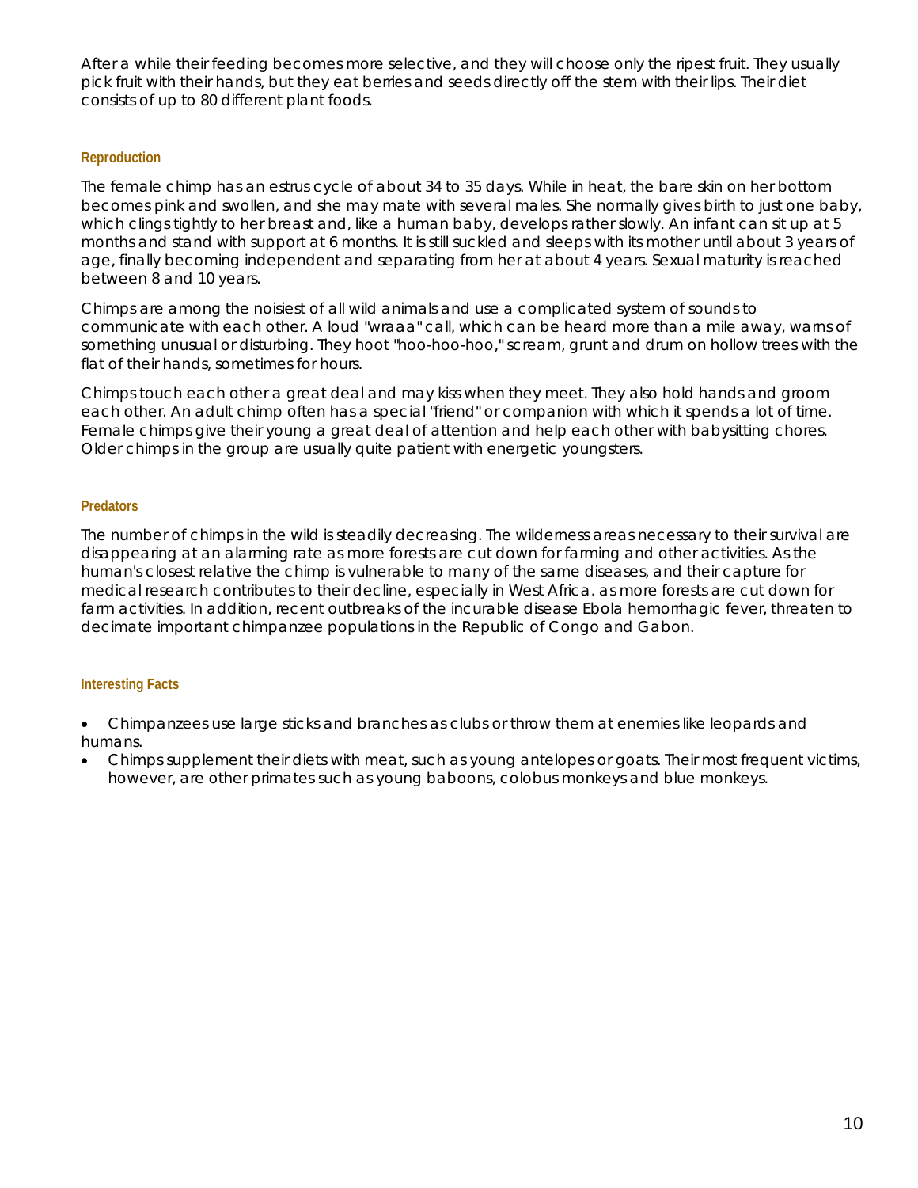After a while their feeding becomes more selective, and they will choose only the ripest fruit. They usually pick fruit with their hands, but they eat berries and seeds directly off the stem with their lips. Their diet consists of up to 80 different plant foods.

### Reproduction

The female chimp has an estrus cycle of about 34 to 35 days. While in heat, the bare skin on her bottom becomes pink and swollen, and she may mate with several males. She normally gives birth to just one baby, which clings tightly to her breast and, like a human baby, develops rather slowly. An infant can sit up at 5 months and stand with support at 6 months. It is still suckled and sleeps with its mother until about 3 years of age, finally becoming independent and separating from her at about 4 years. Sexual maturity is reached between 8 and 10 years.

Chimps are among the noisiest of all wild animals and use a complicated system of sounds to communicate with each other. A loud "wraaa" call, which can be heard more than a mile away, warns of something unusual or disturbing. They hoot "hoo-hoo-hoo," scream, grunt and drum on hollow trees with the flat of their hands, sometimes for hours.

Chimps touch each other a great deal and may kiss when they meet. They also hold hands and groom each other. An adult chimp often has a special "friend" or companion with which it spends a lot of time. Female chimps give their young a great deal of attention and help each other with babysitting chores. Older chimps in the group are usually quite patient with energetic youngsters.

### Predators

The number of chimps in the wild is steadily decreasing. The wilderness areas necessary to their survival are disappearing at an alarming rate as more forests are cut down for farming and other activities. As the human's closest relative the chimp is vulnerable to many of the same diseases, and their capture for medical research contributes to their decline, especially in West Africa. as more forests are cut down for farm activities. In addition, recent outbreaks of the incurable disease Ebola hemorrhagic fever, threaten to decimate important chimpanzee populations in the Republic of Congo and Gabon.

### Interesting Facts

- Chimpanzees use large sticks and branches as clubs or throw them at enemies like leopards and humans.
- Chimps supplement their diets with meat, such as young antelopes or goats. Their most frequent victims, however, are other primates such as young baboons, colobus monkeys and blue monkeys.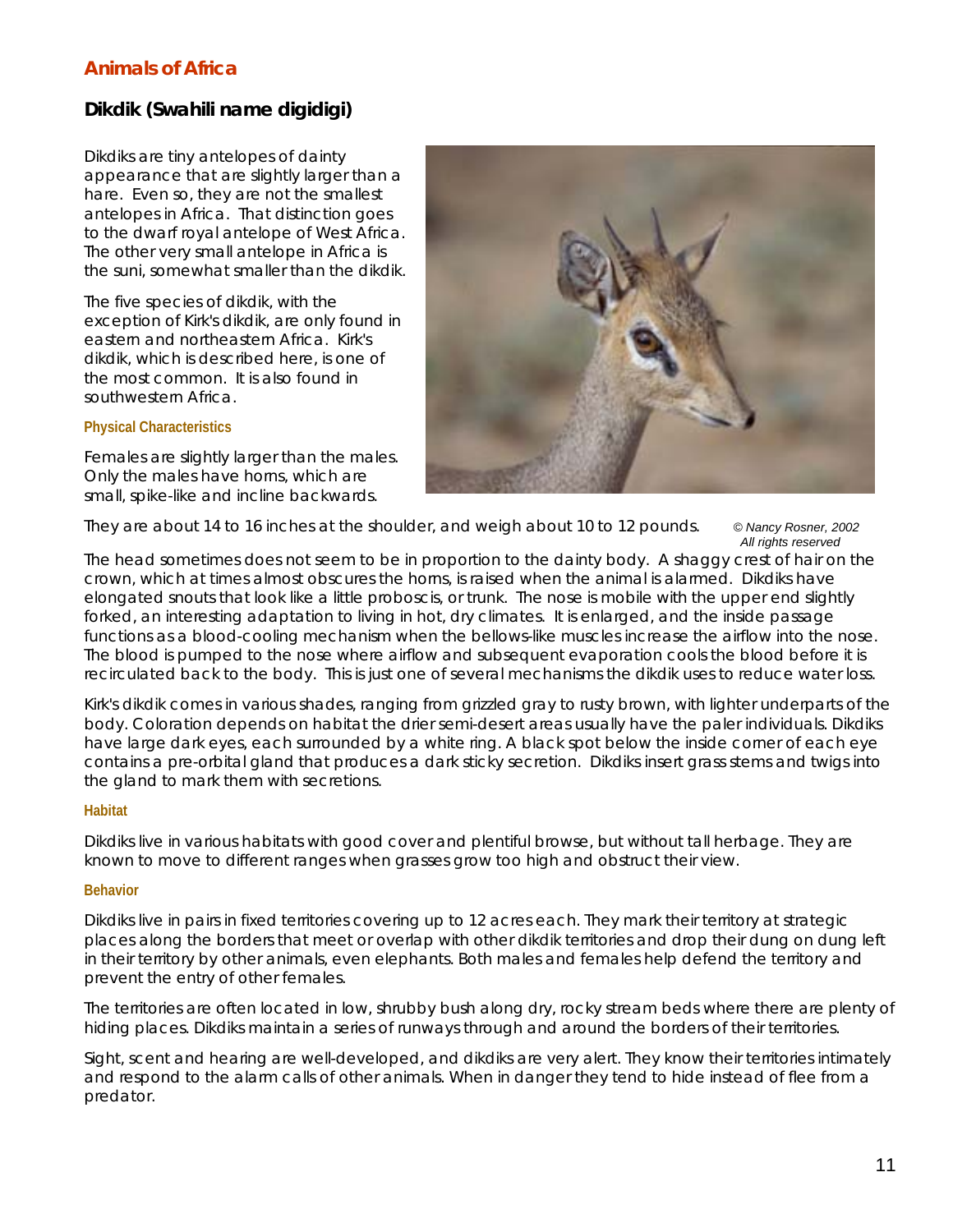## Animals of Africa

### Dikdik (Swahili name digidigi)

Dikdiks are tiny antelopes of dainty appearance that are slightly larger than a hare. Even so, they are not the smallest antelopes in Africa. That distinction goes to the dwarf royal antelope of West Africa. The other very small antelope in Africa is the suni, somewhat smaller than the dikdik.

The five species of dikdik, with the exception of Kirk's dikdik, are only found in eastern and northeastern Africa. Kirk's dikdik, which is described here, is one of the most common. It is also found in southwestern Africa.

#### Physical Characteristics

Females are slightly larger than the males. Only the males have horns, which are small, spike-like and incline backwards.

They are about 14 to 16 inches at the shoulder, and weigh about 10 to 12 pounds.

*© Nancy Rosner, 2002*
*All rights reserved*

The head sometimes does not seem to be in proportion to the dainty body. A shaggy crest of hair on the crown, which at times almost obscures the horns, is raised when the animal is alarmed. Dikdiks have elongated snouts that look like a little proboscis, or trunk. The nose is mobile with the upper end slightly forked, an interesting adaptation to living in hot, dry climates. It is enlarged, and the inside passage functions as a blood-cooling mechanism when the bellows-like muscles increase the airflow into the nose. The blood is pumped to the nose where airflow and subsequent evaporation cools the blood before it is recirculated back to the body. This is just one of several mechanisms the dikdik uses to reduce water loss.

Kirk's dikdik comes in various shades, ranging from grizzled gray to rusty brown, with lighter underparts of the body. Coloration depends on habitat the drier semi-desert areas usually have the paler individuals. Dikdiks have large dark eyes, each surrounded by a white ring. A black spot below the inside corner of each eye contains a pre-orbital gland that produces a dark sticky secretion. Dikdiks insert grass stems and twigs into the gland to mark them with secretions.

#### Habitat

Dikdiks live in various habitats with good cover and plentiful browse, but without tall herbage. They are known to move to different ranges when grasses grow too high and obstruct their view.

#### Behavior

Dikdiks live in pairs in fixed territories covering up to 12 acres each. They mark their territory at strategic places along the borders that meet or overlap with other dikdik territories and drop their dung on dung left in their territory by other animals, even elephants. Both males and females help defend the territory and prevent the entry of other females.

The territories are often located in low, shrubby bush along dry, rocky stream beds where there are plenty of hiding places. Dikdiks maintain a series of runways through and around the borders of their territories.

Sight, scent and hearing are well-developed, and dikdiks are very alert. They know their territories intimately and respond to the alarm calls of other animals. When in danger they tend to hide instead of flee from a predator.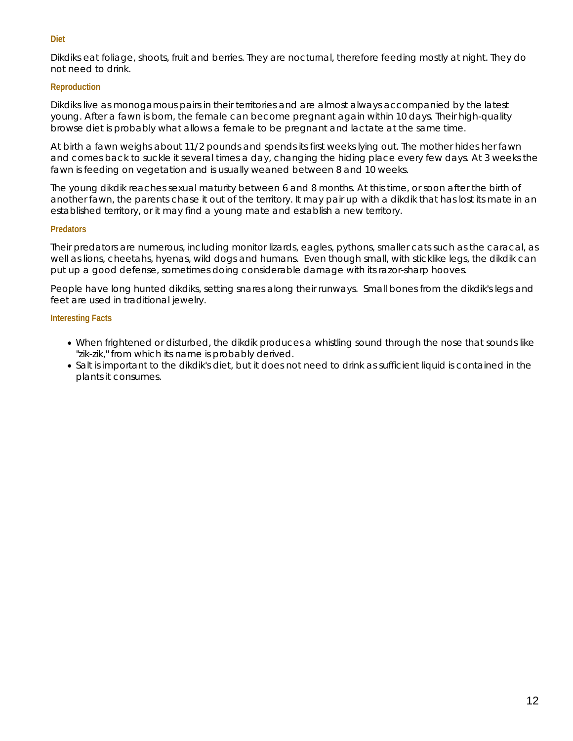#### Diet

Dikdiks eat foliage, shoots, fruit and berries. They are nocturnal, therefore feeding mostly at night. They do not need to drink.

#### Reproduction

Dikdiks live as monogamous pairs in their territories and are almost always accompanied by the latest young. After a fawn is born, the female can become pregnant again within 10 days. Their high-quality browse diet is probably what allows a female to be pregnant and lactate at the same time.

At birth a fawn weighs about 11/2 pounds and spends its first weeks lying out. The mother hides her fawn and comes back to suckle it several times a day, changing the hiding place every few days. At 3 weeks the fawn is feeding on vegetation and is usually weaned between 8 and 10 weeks.

The young dikdik reaches sexual maturity between 6 and 8 months. At this time, or soon after the birth of another fawn, the parents chase it out of the territory. It may pair up with a dikdik that has lost its mate in an established territory, or it may find a young mate and establish a new territory.

#### Predators

Their predators are numerous, including monitor lizards, eagles, pythons, smaller cats such as the caracal, as well as lions, cheetahs, hyenas, wild dogs and humans. Even though small, with sticklike legs, the dikdik can put up a good defense, sometimes doing considerable damage with its razor-sharp hooves.

People have long hunted dikdiks, setting snares along their runways. Small bones from the dikdik's legs and feet are used in traditional jewelry.

#### Interesting Facts

- When frightened or disturbed, the dikdik produces a whistling sound through the nose that sounds like "zik-zik," from which its name is probably derived.
- Salt is important to the dikdik's diet, but it does not need to drink as sufficient liquid is contained in the plants it consumes.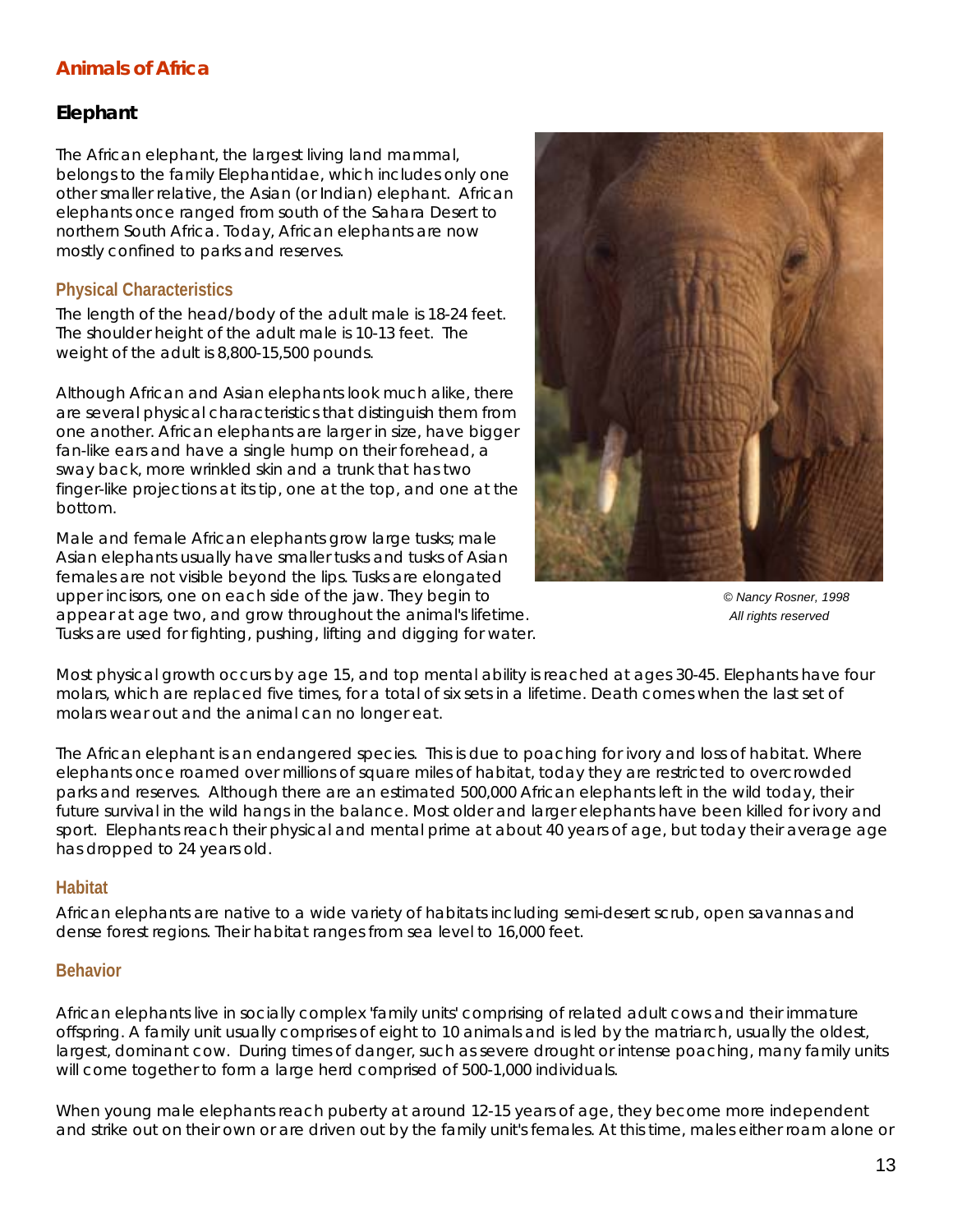## Animals of Africa

### Elephant

The African elephant, the largest living land mammal, belongs to the family Elephantidae, which includes only one other smaller relative, the Asian (or Indian) elephant. African elephants once ranged from south of the Sahara Desert to northern South Africa. Today, African elephants are now mostly confined to parks and reserves.

#### Physical Characteristics

The length of the head/body of the adult male is 18-24 feet. The shoulder height of the adult male is 10-13 feet. The weight of the adult is 8,800-15,500 pounds.

Although African and Asian elephants look much alike, there are several physical characteristics that distinguish them from one another. African elephants are larger in size, have bigger fan-like ears and have a single hump on their forehead, a sway back, more wrinkled skin and a trunk that has two finger-like projections at its tip, one at the top, and one at the bottom.

Male and female African elephants grow large tusks; male Asian elephants usually have smaller tusks and tusks of Asian females are not visible beyond the lips. Tusks are elongated upper incisors, one on each side of the jaw. They begin to appear at age two, and grow throughout the animal's lifetime. Tusks are used for fighting, pushing, lifting and digging for water.

*© Nancy Rosner, 1998*
*All rights reserved*

Most physical growth occurs by age 15, and top mental ability is reached at ages 30-45. Elephants have four molars, which are replaced five times, for a total of six sets in a lifetime. Death comes when the last set of molars wear out and the animal can no longer eat.

The African elephant is an endangered species. This is due to poaching for ivory and loss of habitat. Where elephants once roamed over millions of square miles of habitat, today they are restricted to overcrowded parks and reserves. Although there are an estimated 500,000 African elephants left in the wild today, their future survival in the wild hangs in the balance. Most older and larger elephants have been killed for ivory and sport. Elephants reach their physical and mental prime at about 40 years of age, but today their average age has dropped to 24 years old.

#### Habitat

African elephants are native to a wide variety of habitats including semi-desert scrub, open savannas and dense forest regions. Their habitat ranges from sea level to 16,000 feet.

#### Behavior

African elephants live in socially complex 'family units' comprising of related adult cows and their immature offspring. A family unit usually comprises of eight to 10 animals and is led by the matriarch, usually the oldest, largest, dominant cow. During times of danger, such as severe drought or intense poaching, many family units will come together to form a large herd comprised of 500-1,000 individuals.

When young male elephants reach puberty at around 12-15 years of age, they become more independent and strike out on their own or are driven out by the family unit's females. At this time, males either roam alone or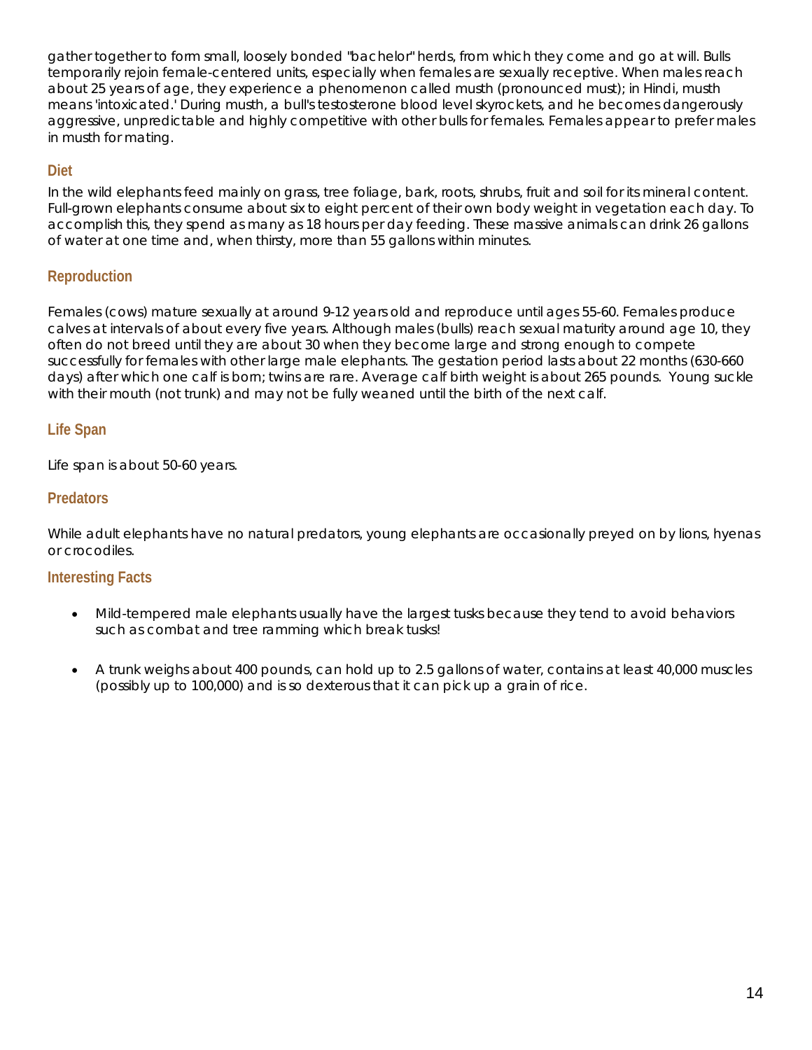gather together to form small, loosely bonded "bachelor" herds, from which they come and go at will. Bulls temporarily rejoin female-centered units, especially when females are sexually receptive. When males reach about 25 years of age, they experience a phenomenon called musth (pronounced must); in Hindi, musth means 'intoxicated.' During musth, a bull's testosterone blood level skyrockets, and he becomes dangerously aggressive, unpredictable and highly competitive with other bulls for females. Females appear to prefer males in musth for mating.

### Diet

In the wild elephants feed mainly on grass, tree foliage, bark, roots, shrubs, fruit and soil for its mineral content. Full-grown elephants consume about six to eight percent of their own body weight in vegetation each day. To accomplish this, they spend as many as 18 hours per day feeding. These massive animals can drink 26 gallons of water at one time and, when thirsty, more than 55 gallons within minutes.

### Reproduction

Females (cows) mature sexually at around 9-12 years old and reproduce until ages 55-60. Females produce calves at intervals of about every five years. Although males (bulls) reach sexual maturity around age 10, they often do not breed until they are about 30 when they become large and strong enough to compete successfully for females with other large male elephants. The gestation period lasts about 22 months (630-660 days) after which one calf is born; twins are rare. Average calf birth weight is about 265 pounds. Young suckle with their mouth (not trunk) and may not be fully weaned until the birth of the next calf.

### Life Span

Life span is about 50-60 years.

### Predators

While adult elephants have no natural predators, young elephants are occasionally preyed on by lions, hyenas or crocodiles.

### Interesting Facts

- Mild-tempered male elephants usually have the largest tusks because they tend to avoid behaviors such as combat and tree ramming which break tusks!
- A trunk weighs about 400 pounds, can hold up to 2.5 gallons of water, contains at least 40,000 muscles (possibly up to 100,000) and is so dexterous that it can pick up a grain of rice.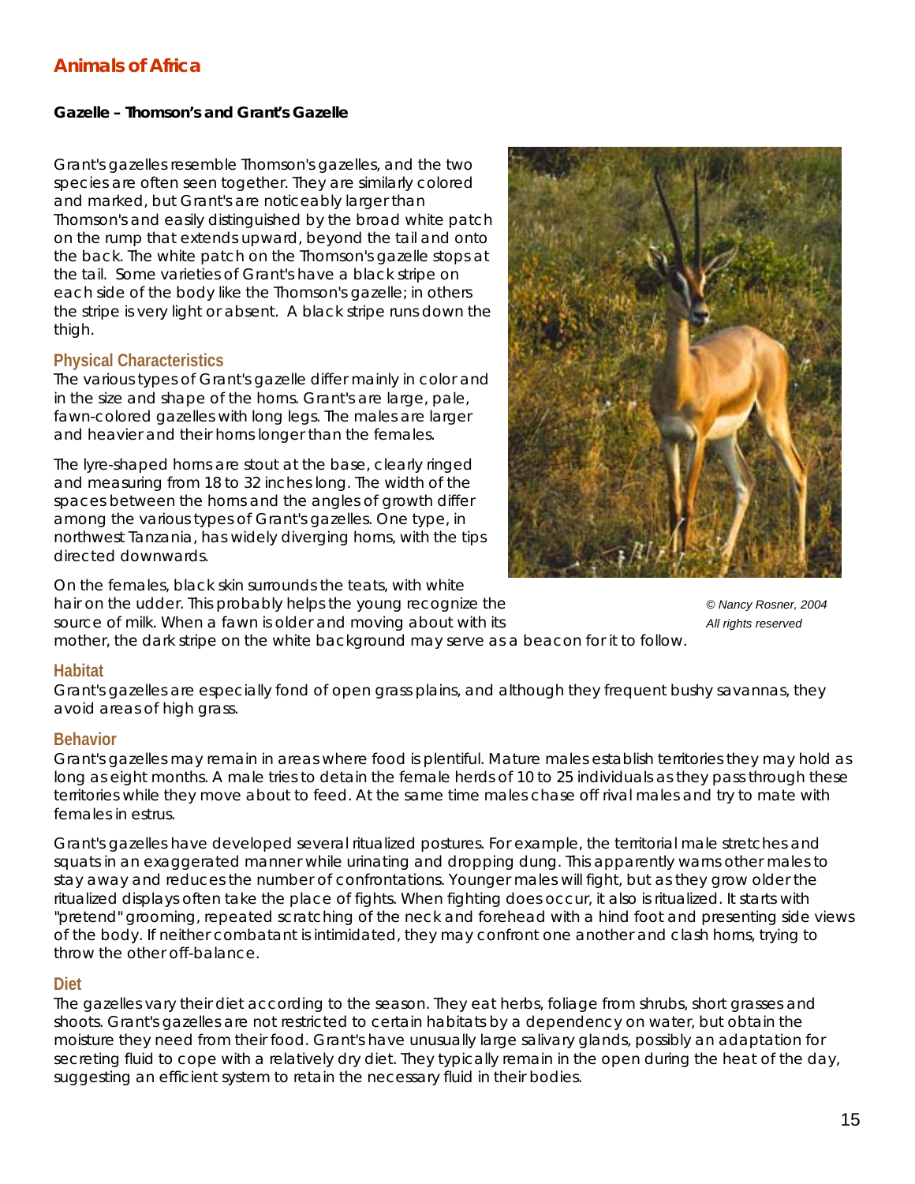## Animals of Africa

**Gazelle – Thomson's and Grant's Gazelle**

Grant's gazelles resemble Thomson's gazelles, and the two species are often seen together. They are similarly colored and marked, but Grant's are noticeably larger than Thomson's and easily distinguished by the broad white patch on the rump that extends upward, beyond the tail and onto the back. The white patch on the Thomson's gazelle stops at the tail. Some varieties of Grant's have a black stripe on each side of the body like the Thomson's gazelle; in others the stripe is very light or absent. A black stripe runs down the thigh.

### Physical Characteristics

The various types of Grant's gazelle differ mainly in color and in the size and shape of the horns. Grant's are large, pale, fawn-colored gazelles with long legs. The males are larger and heavier and their horns longer than the females.

The lyre-shaped horns are stout at the base, clearly ringed and measuring from 18 to 32 inches long. The width of the spaces between the horns and the angles of growth differ among the various types of Grant's gazelles. One type, in northwest Tanzania, has widely diverging horns, with the tips directed downwards.

On the females, black skin surrounds the teats, with white hair on the udder. This probably helps the young recognize the source of milk. When a fawn is older and moving about with its mother, the dark stripe on the white background may serve as a beacon for it to follow.

*© Nancy Rosner, 2004*
*All rights reserved*

### Habitat

Grant's gazelles are especially fond of open grass plains, and although they frequent bushy savannas, they avoid areas of high grass.

### Behavior

Grant's gazelles may remain in areas where food is plentiful. Mature males establish territories they may hold as long as eight months. A male tries to detain the female herds of 10 to 25 individuals as they pass through these territories while they move about to feed. At the same time males chase off rival males and try to mate with females in estrus.

Grant's gazelles have developed several ritualized postures. For example, the territorial male stretches and squats in an exaggerated manner while urinating and dropping dung. This apparently warns other males to stay away and reduces the number of confrontations. Younger males will fight, but as they grow older the ritualized displays often take the place of fights. When fighting does occur, it also is ritualized. It starts with "pretend" grooming, repeated scratching of the neck and forehead with a hind foot and presenting side views of the body. If neither combatant is intimidated, they may confront one another and clash horns, trying to throw the other off-balance.

### Diet

The gazelles vary their diet according to the season. They eat herbs, foliage from shrubs, short grasses and shoots. Grant's gazelles are not restricted to certain habitats by a dependency on water, but obtain the moisture they need from their food. Grant's have unusually large salivary glands, possibly an adaptation for secreting fluid to cope with a relatively dry diet. They typically remain in the open during the heat of the day, suggesting an efficient system to retain the necessary fluid in their bodies.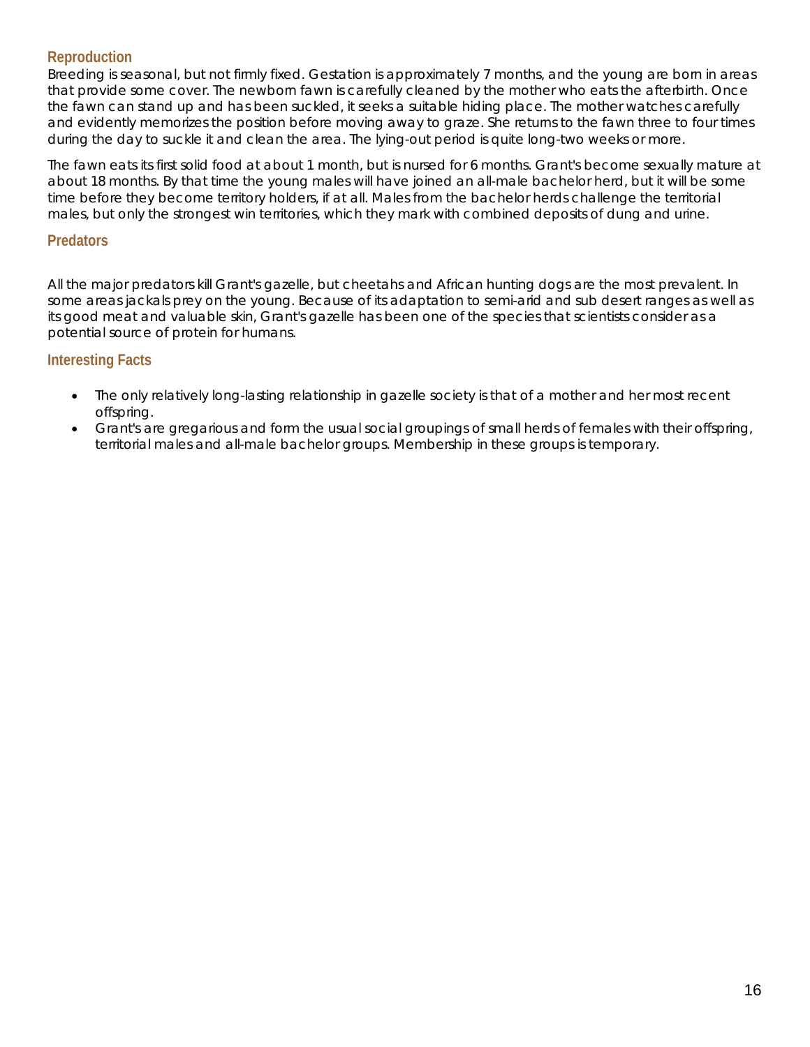## Reproduction

Breeding is seasonal, but not firmly fixed. Gestation is approximately 7 months, and the young are born in areas that provide some cover. The newborn fawn is carefully cleaned by the mother who eats the afterbirth. Once the fawn can stand up and has been suckled, it seeks a suitable hiding place. The mother watches carefully and evidently memorizes the position before moving away to graze. She returns to the fawn three to four times during the day to suckle it and clean the area. The lying-out period is quite long-two weeks or more.

The fawn eats its first solid food at about 1 month, but is nursed for 6 months. Grant's become sexually mature at about 18 months. By that time the young males will have joined an all-male bachelor herd, but it will be some time before they become territory holders, if at all. Males from the bachelor herds challenge the territorial males, but only the strongest win territories, which they mark with combined deposits of dung and urine.

## Predators

All the major predators kill Grant's gazelle, but cheetahs and African hunting dogs are the most prevalent. In some areas jackals prey on the young. Because of its adaptation to semi-arid and sub desert ranges as well as its good meat and valuable skin, Grant's gazelle has been one of the species that scientists consider as a potential source of protein for humans.

## Interesting Facts

- The only relatively long-lasting relationship in gazelle society is that of a mother and her most recent offspring.
- Grant's are gregarious and form the usual social groupings of small herds of females with their offspring, territorial males and all-male bachelor groups. Membership in these groups is temporary.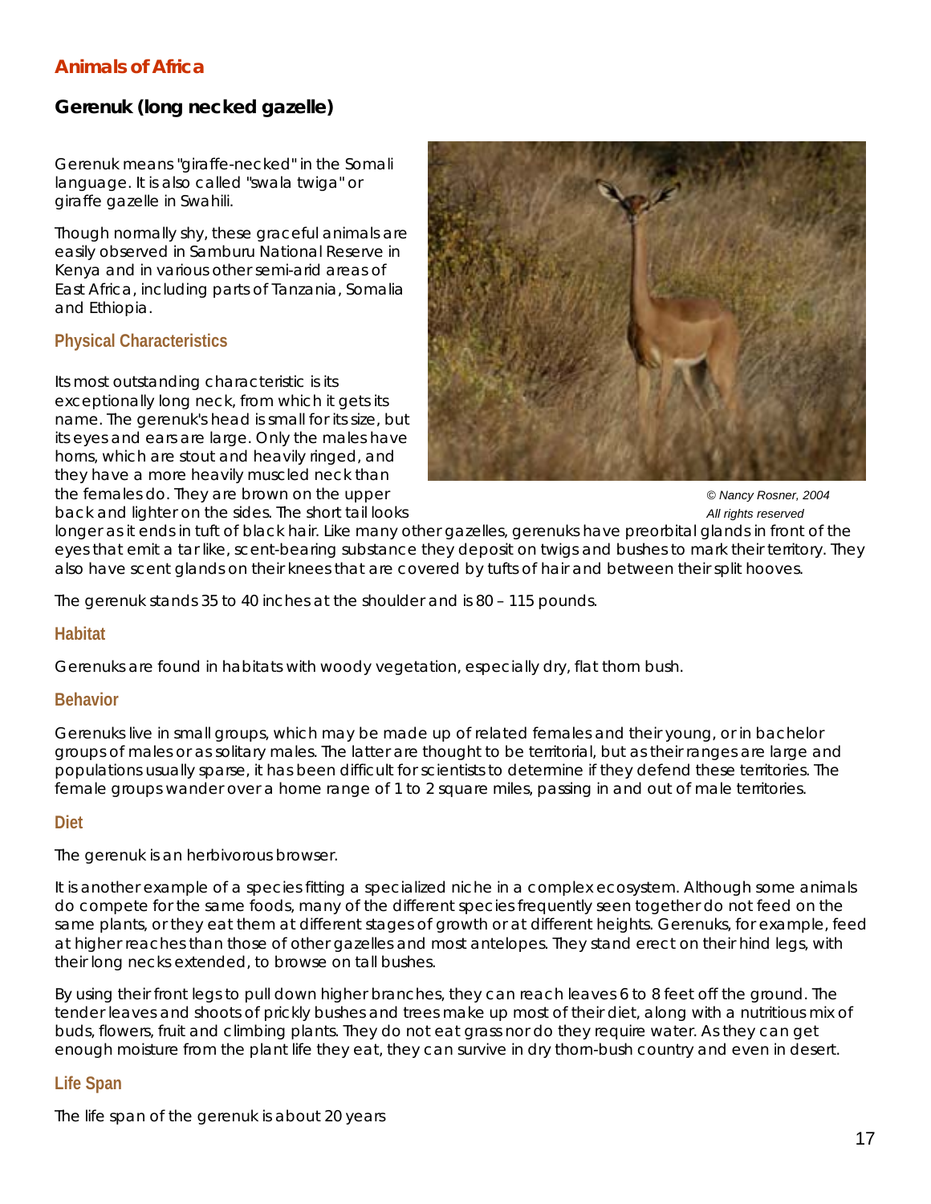## Animals of Africa

### Gerenuk (long necked gazelle)

Gerenuk means "giraffe-necked" in the Somali language. It is also called "swala twiga" or giraffe gazelle in Swahili.

Though normally shy, these graceful animals are easily observed in Samburu National Reserve in Kenya and in various other semi-arid areas of East Africa, including parts of Tanzania, Somalia and Ethiopia.

#### Physical Characteristics

Its most outstanding characteristic is its exceptionally long neck, from which it gets its name. The gerenuk's head is small for its size, but its eyes and ears are large. Only the males have horns, which are stout and heavily ringed, and they have a more heavily muscled neck than the females do. They are brown on the upper back and lighter on the sides. The short tail looks longer as it ends in tuft of black hair. Like many other gazelles, gerenuks have preorbital glands in front of the eyes that emit a tar like, scent-bearing substance they deposit on twigs and bushes to mark their territory. They also have scent glands on their knees that are covered by tufts of hair and between their split hooves.

*© Nancy Rosner, 2004*
*All rights reserved*

The gerenuk stands 35 to 40 inches at the shoulder and is 80 – 115 pounds.

#### Habitat

Gerenuks are found in habitats with woody vegetation, especially dry, flat thorn bush.

#### Behavior

Gerenuks live in small groups, which may be made up of related females and their young, or in bachelor groups of males or as solitary males. The latter are thought to be territorial, but as their ranges are large and populations usually sparse, it has been difficult for scientists to determine if they defend these territories. The female groups wander over a home range of 1 to 2 square miles, passing in and out of male territories.

#### Diet

The gerenuk is an herbivorous browser.

It is another example of a species fitting a specialized niche in a complex ecosystem. Although some animals do compete for the same foods, many of the different species frequently seen together do not feed on the same plants, or they eat them at different stages of growth or at different heights. Gerenuks, for example, feed at higher reaches than those of other gazelles and most antelopes. They stand erect on their hind legs, with their long necks extended, to browse on tall bushes.

By using their front legs to pull down higher branches, they can reach leaves 6 to 8 feet off the ground. The tender leaves and shoots of prickly bushes and trees make up most of their diet, along with a nutritious mix of buds, flowers, fruit and climbing plants. They do not eat grass nor do they require water. As they can get enough moisture from the plant life they eat, they can survive in dry thorn-bush country and even in desert.

#### Life Span

The life span of the gerenuk is about 20 years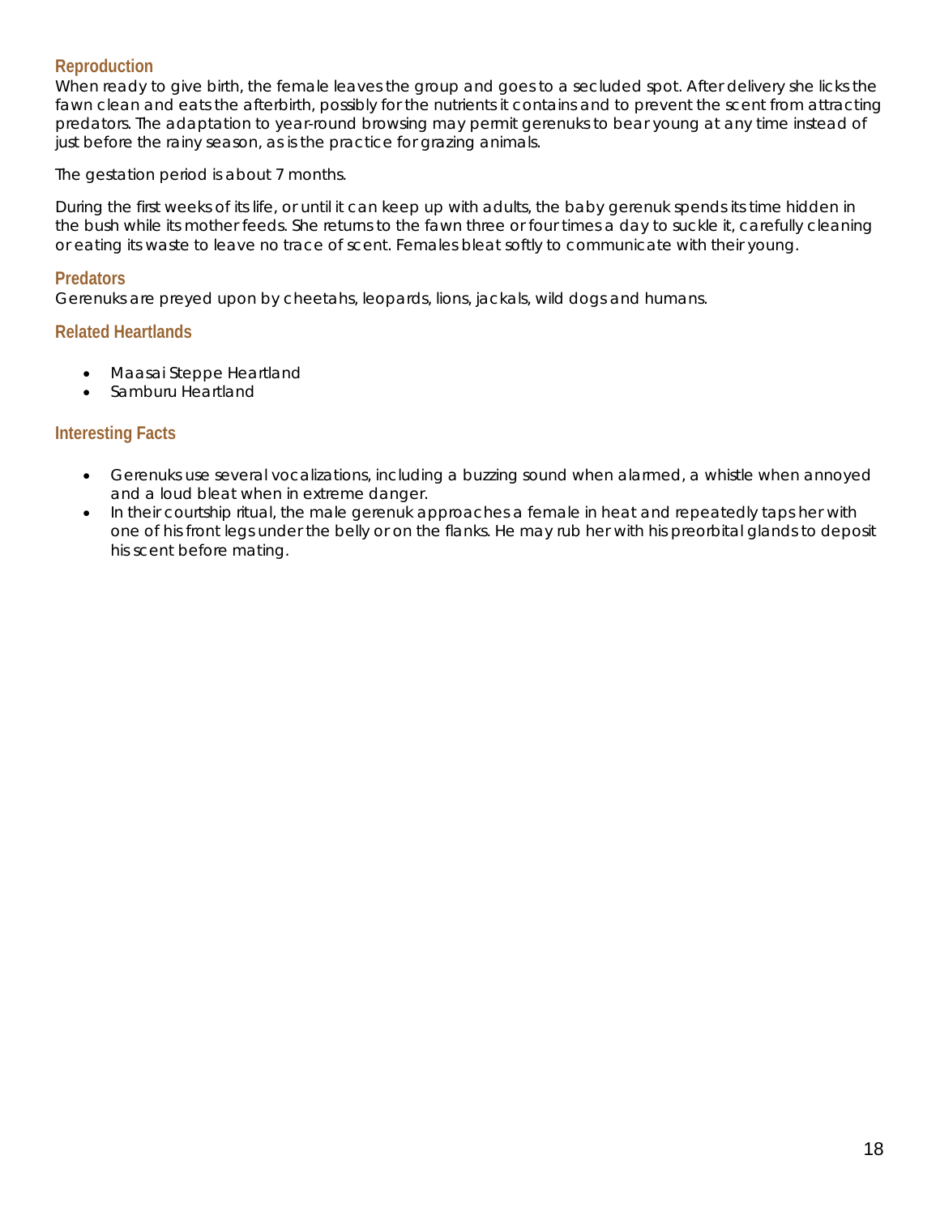### Reproduction

When ready to give birth, the female leaves the group and goes to a secluded spot. After delivery she licks the fawn clean and eats the afterbirth, possibly for the nutrients it contains and to prevent the scent from attracting predators. The adaptation to year-round browsing may permit gerenuks to bear young at any time instead of just before the rainy season, as is the practice for grazing animals.

The gestation period is about 7 months.

During the first weeks of its life, or until it can keep up with adults, the baby gerenuk spends its time hidden in the bush while its mother feeds. She returns to the fawn three or four times a day to suckle it, carefully cleaning or eating its waste to leave no trace of scent. Females bleat softly to communicate with their young.

### Predators

Gerenuks are preyed upon by cheetahs, leopards, lions, jackals, wild dogs and humans.

### Related Heartlands

- Maasai Steppe Heartland
- Samburu Heartland

### Interesting Facts

- Gerenuks use several vocalizations, including a buzzing sound when alarmed, a whistle when annoyed and a loud bleat when in extreme danger.
- In their courtship ritual, the male gerenuk approaches a female in heat and repeatedly taps her with one of his front legs under the belly or on the flanks. He may rub her with his preorbital glands to deposit his scent before mating.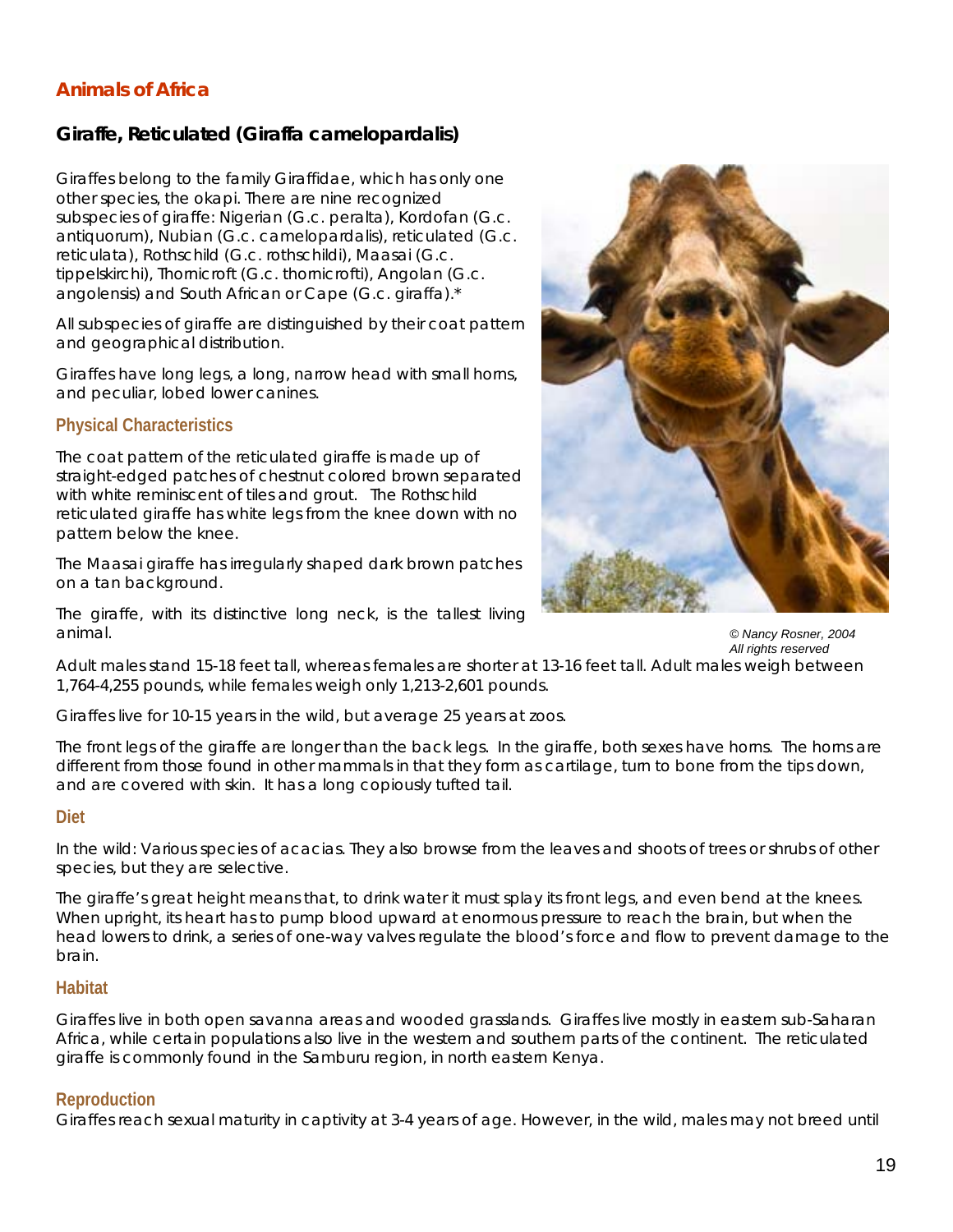## Animals of Africa

### Giraffe, Reticulated (Giraffa camelopardalis)

Giraffes belong to the family Giraffidae, which has only one other species, the okapi. There are nine recognized subspecies of giraffe: Nigerian (G.c. peralta), Kordofan (G.c. antiquorum), Nubian (G.c. camelopardalis), reticulated (G.c. reticulata), Rothschild (G.c. rothschildi), Maasai (G.c. tippelskirchi), Thornicroft (G.c. thornicrofti), Angolan (G.c. angolensis) and South African or Cape (G.c. giraffa).*

All subspecies of giraffe are distinguished by their coat pattern and geographical distribution.

Giraffes have long legs, a long, narrow head with small horns, and peculiar, lobed lower canines.

#### Physical Characteristics

The coat pattern of the reticulated giraffe is made up of straight-edged patches of chestnut colored brown separated with white reminiscent of tiles and grout. The Rothschild reticulated giraffe has white legs from the knee down with no pattern below the knee.

The Maasai giraffe has irregularly shaped dark brown patches on a tan background.

The giraffe, with its distinctive long neck, is the tallest living animal.

*© Nancy Rosner, 2004*
*All rights reserved*

Adult males stand 15-18 feet tall, whereas females are shorter at 13-16 feet tall. Adult males weigh between 1,764-4,255 pounds, while females weigh only 1,213-2,601 pounds.

Giraffes live for 10-15 years in the wild, but average 25 years at zoos.

The front legs of the giraffe are longer than the back legs. In the giraffe, both sexes have horns. The horns are different from those found in other mammals in that they form as cartilage, turn to bone from the tips down, and are covered with skin. It has a long copiously tufted tail.

#### Diet

In the wild: Various species of acacias. They also browse from the leaves and shoots of trees or shrubs of other species, but they are selective.

The giraffe's great height means that, to drink water it must splay its front legs, and even bend at the knees. When upright, its heart has to pump blood upward at enormous pressure to reach the brain, but when the head lowers to drink, a series of one-way valves regulate the blood's force and flow to prevent damage to the brain.

#### Habitat

Giraffes live in both open savanna areas and wooded grasslands. Giraffes live mostly in eastern sub-Saharan Africa, while certain populations also live in the western and southern parts of the continent. The reticulated giraffe is commonly found in the Samburu region, in north eastern Kenya.

#### Reproduction

Giraffes reach sexual maturity in captivity at 3-4 years of age. However, in the wild, males may not breed until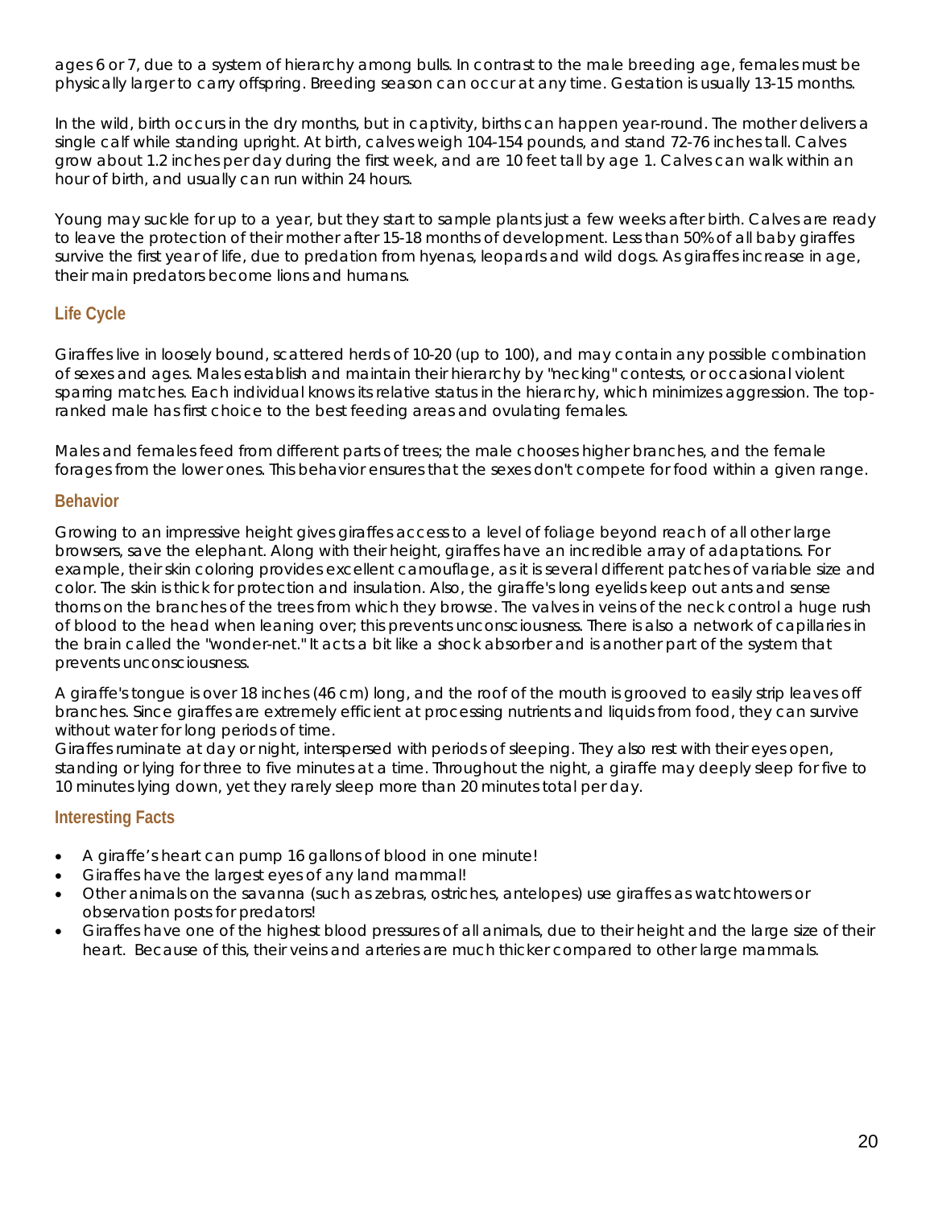ages 6 or 7, due to a system of hierarchy among bulls. In contrast to the male breeding age, females must be physically larger to carry offspring. Breeding season can occur at any time. Gestation is usually 13-15 months.

In the wild, birth occurs in the dry months, but in captivity, births can happen year-round. The mother delivers a single calf while standing upright. At birth, calves weigh 104-154 pounds, and stand 72-76 inches tall. Calves grow about 1.2 inches per day during the first week, and are 10 feet tall by age 1. Calves can walk within an hour of birth, and usually can run within 24 hours.

Young may suckle for up to a year, but they start to sample plants just a few weeks after birth. Calves are ready to leave the protection of their mother after 15-18 months of development. Less than 50% of all baby giraffes survive the first year of life, due to predation from hyenas, leopards and wild dogs. As giraffes increase in age, their main predators become lions and humans.

## Life Cycle

Giraffes live in loosely bound, scattered herds of 10-20 (up to 100), and may contain any possible combination of sexes and ages. Males establish and maintain their hierarchy by "necking" contests, or occasional violent sparring matches. Each individual knows its relative status in the hierarchy, which minimizes aggression. The top-ranked male has first choice to the best feeding areas and ovulating females.

Males and females feed from different parts of trees; the male chooses higher branches, and the female forages from the lower ones. This behavior ensures that the sexes don't compete for food within a given range.

## Behavior

Growing to an impressive height gives giraffes access to a level of foliage beyond reach of all other large browsers, save the elephant. Along with their height, giraffes have an incredible array of adaptations. For example, their skin coloring provides excellent camouflage, as it is several different patches of variable size and color. The skin is thick for protection and insulation. Also, the giraffe's long eyelids keep out ants and sense thorns on the branches of the trees from which they browse. The valves in veins of the neck control a huge rush of blood to the head when leaning over; this prevents unconsciousness. There is also a network of capillaries in the brain called the "wonder-net." It acts a bit like a shock absorber and is another part of the system that prevents unconsciousness.

A giraffe's tongue is over 18 inches (46 cm) long, and the roof of the mouth is grooved to easily strip leaves off branches. Since giraffes are extremely efficient at processing nutrients and liquids from food, they can survive without water for long periods of time.
Giraffes ruminate at day or night, interspersed with periods of sleeping. They also rest with their eyes open, standing or lying for three to five minutes at a time. Throughout the night, a giraffe may deeply sleep for five to 10 minutes lying down, yet they rarely sleep more than 20 minutes total per day.

## Interesting Facts

- A giraffe's heart can pump 16 gallons of blood in one minute!
- Giraffes have the largest eyes of any land mammal!
- Other animals on the savanna (such as zebras, ostriches, antelopes) use giraffes as watchtowers or observation posts for predators!
- Giraffes have one of the highest blood pressures of all animals, due to their height and the large size of their heart. Because of this, their veins and arteries are much thicker compared to other large mammals.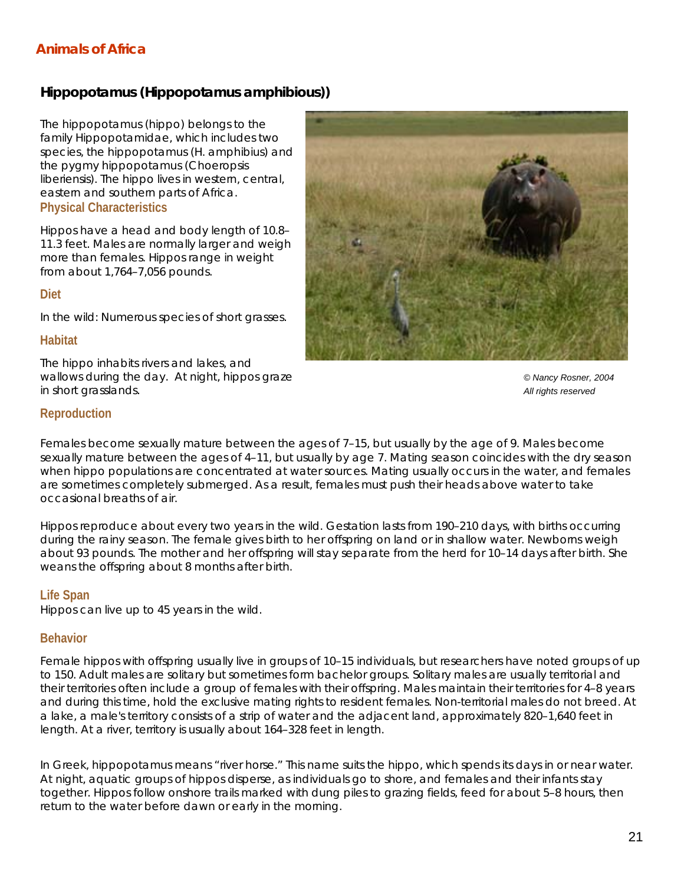## Animals of Africa

### Hippopotamus (Hippopotamus amphibious))

The hippopotamus (hippo) belongs to the family Hippopotamidae, which includes two species, the hippopotamus (H. amphibius) and the pygmy hippopotamus (Choeropsis liberiensis). The hippo lives in western, central, eastern and southern parts of Africa.

#### Physical Characteristics

Hippos have a head and body length of 10.8–11.3 feet. Males are normally larger and weigh more than females. Hippos range in weight from about 1,764–7,056 pounds.

#### Diet

In the wild: Numerous species of short grasses.

#### Habitat

The hippo inhabits rivers and lakes, and wallows during the day. At night, hippos graze in short grasslands.

*© Nancy Rosner, 2004*
*All rights reserved*

#### Reproduction

Females become sexually mature between the ages of 7–15, but usually by the age of 9. Males become sexually mature between the ages of 4–11, but usually by age 7. Mating season coincides with the dry season when hippo populations are concentrated at water sources. Mating usually occurs in the water, and females are sometimes completely submerged. As a result, females must push their heads above water to take occasional breaths of air.

Hippos reproduce about every two years in the wild. Gestation lasts from 190–210 days, with births occurring during the rainy season. The female gives birth to her offspring on land or in shallow water. Newborns weigh about 93 pounds. The mother and her offspring will stay separate from the herd for 10–14 days after birth. She weans the offspring about 8 months after birth.

#### Life Span

Hippos can live up to 45 years in the wild.

#### Behavior

Female hippos with offspring usually live in groups of 10–15 individuals, but researchers have noted groups of up to 150. Adult males are solitary but sometimes form bachelor groups. Solitary males are usually territorial and their territories often include a group of females with their offspring. Males maintain their territories for 4–8 years and during this time, hold the exclusive mating rights to resident females. Non-territorial males do not breed. At a lake, a male's territory consists of a strip of water and the adjacent land, approximately 820–1,640 feet in length. At a river, territory is usually about 164–328 feet in length.

In Greek, hippopotamus means "river horse." This name suits the hippo, which spends its days in or near water. At night, aquatic groups of hippos disperse, as individuals go to shore, and females and their infants stay together. Hippos follow onshore trails marked with dung piles to grazing fields, feed for about 5–8 hours, then return to the water before dawn or early in the morning.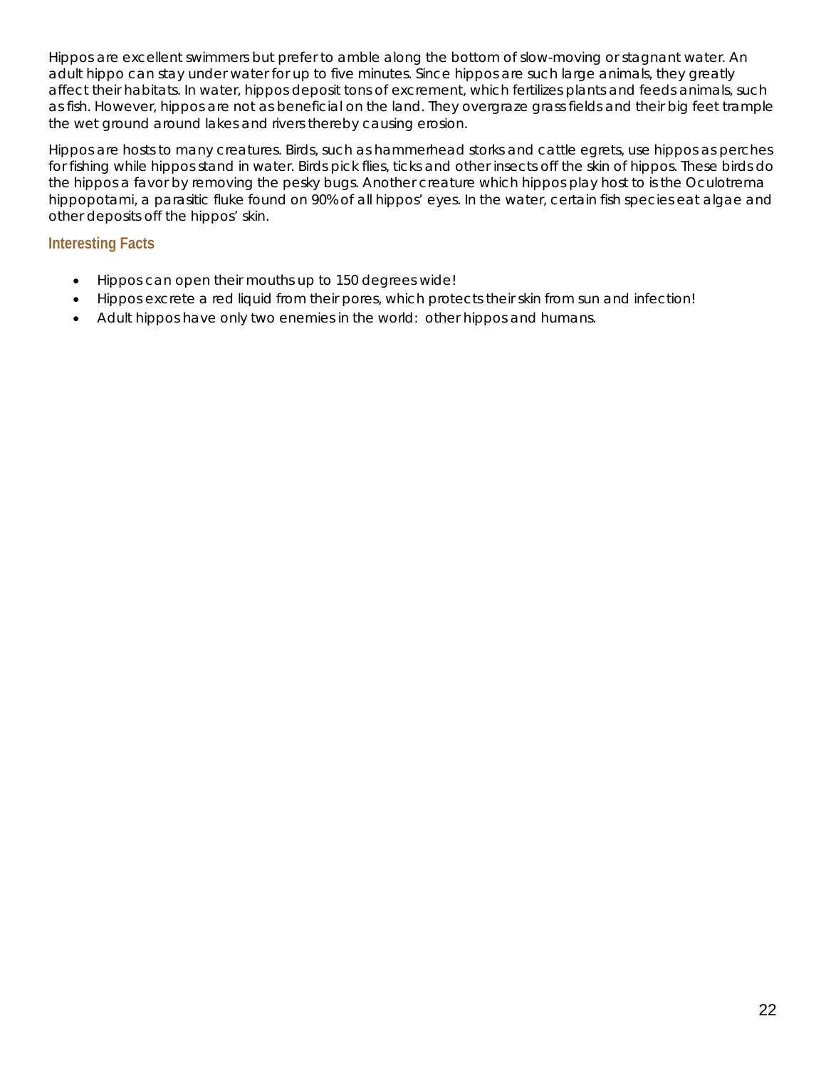Hippos are excellent swimmers but prefer to amble along the bottom of slow-moving or stagnant water. An adult hippo can stay under water for up to five minutes. Since hippos are such large animals, they greatly affect their habitats. In water, hippos deposit tons of excrement, which fertilizes plants and feeds animals, such as fish. However, hippos are not as beneficial on the land. They overgraze grass fields and their big feet trample the wet ground around lakes and rivers thereby causing erosion.

Hippos are hosts to many creatures. Birds, such as hammerhead storks and cattle egrets, use hippos as perches for fishing while hippos stand in water. Birds pick flies, ticks and other insects off the skin of hippos. These birds do the hippos a favor by removing the pesky bugs. Another creature which hippos play host to is the Oculotrema hippopotami, a parasitic fluke found on 90% of all hippos' eyes. In the water, certain fish species eat algae and other deposits off the hippos' skin.

### Interesting Facts

- Hippos can open their mouths up to 150 degrees wide!
- Hippos excrete a red liquid from their pores, which protects their skin from sun and infection!
- Adult hippos have only two enemies in the world: other hippos and humans.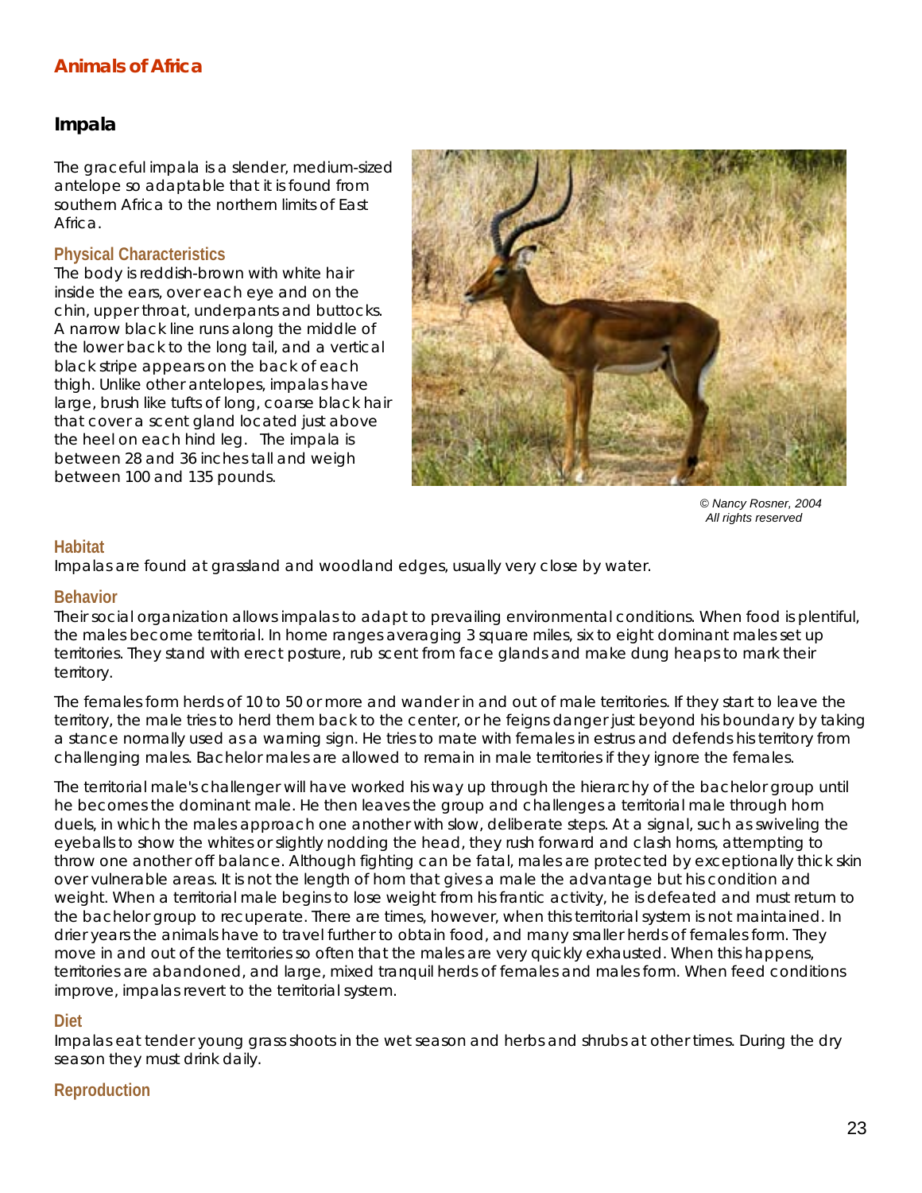## Animals of Africa

### Impala

The graceful impala is a slender, medium-sized antelope so adaptable that it is found from southern Africa to the northern limits of East Africa.

#### Physical Characteristics

The body is reddish-brown with white hair inside the ears, over each eye and on the chin, upper throat, underpants and buttocks. A narrow black line runs along the middle of the lower back to the long tail, and a vertical black stripe appears on the back of each thigh. Unlike other antelopes, impalas have large, brush like tufts of long, coarse black hair that cover a scent gland located just above the heel on each hind leg. The impala is between 28 and 36 inches tall and weigh between 100 and 135 pounds.

*© Nancy Rosner, 2004*
*All rights reserved*

#### Habitat

Impalas are found at grassland and woodland edges, usually very close by water.

#### Behavior

Their social organization allows impalas to adapt to prevailing environmental conditions. When food is plentiful, the males become territorial. In home ranges averaging 3 square miles, six to eight dominant males set up territories. They stand with erect posture, rub scent from face glands and make dung heaps to mark their territory.

The females form herds of 10 to 50 or more and wander in and out of male territories. If they start to leave the territory, the male tries to herd them back to the center, or he feigns danger just beyond his boundary by taking a stance normally used as a warning sign. He tries to mate with females in estrus and defends his territory from challenging males. Bachelor males are allowed to remain in male territories if they ignore the females.

The territorial male's challenger will have worked his way up through the hierarchy of the bachelor group until he becomes the dominant male. He then leaves the group and challenges a territorial male through horn duels, in which the males approach one another with slow, deliberate steps. At a signal, such as swiveling the eyeballs to show the whites or slightly nodding the head, they rush forward and clash horns, attempting to throw one another off balance. Although fighting can be fatal, males are protected by exceptionally thick skin over vulnerable areas. It is not the length of horn that gives a male the advantage but his condition and weight. When a territorial male begins to lose weight from his frantic activity, he is defeated and must return to the bachelor group to recuperate. There are times, however, when this territorial system is not maintained. In drier years the animals have to travel further to obtain food, and many smaller herds of females form. They move in and out of the territories so often that the males are very quickly exhausted. When this happens, territories are abandoned, and large, mixed tranquil herds of females and males form. When feed conditions improve, impalas revert to the territorial system.

#### Diet

Impalas eat tender young grass shoots in the wet season and herbs and shrubs at other times. During the dry season they must drink daily.

#### Reproduction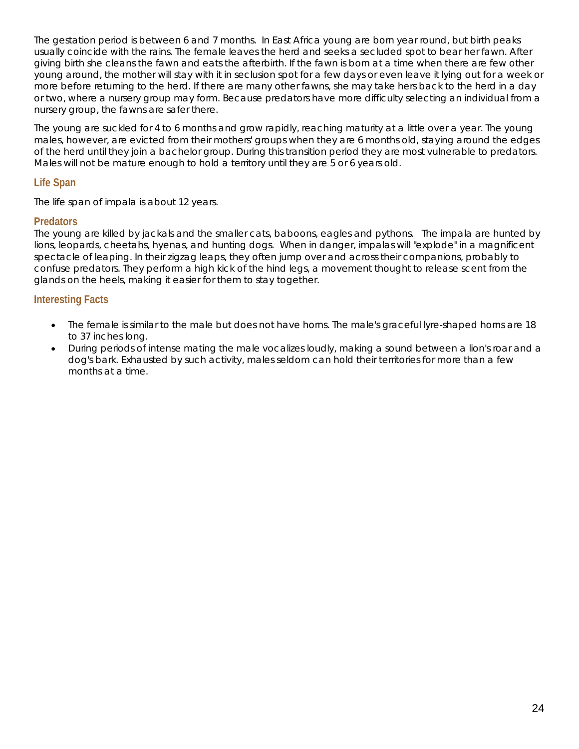The gestation period is between 6 and 7 months. In East Africa young are born year round, but birth peaks usually coincide with the rains. The female leaves the herd and seeks a secluded spot to bear her fawn. After giving birth she cleans the fawn and eats the afterbirth. If the fawn is born at a time when there are few other young around, the mother will stay with it in seclusion spot for a few days or even leave it lying out for a week or more before returning to the herd. If there are many other fawns, she may take hers back to the herd in a day or two, where a nursery group may form. Because predators have more difficulty selecting an individual from a nursery group, the fawns are safer there.

The young are suckled for 4 to 6 months and grow rapidly, reaching maturity at a little over a year. The young males, however, are evicted from their mothers' groups when they are 6 months old, staying around the edges of the herd until they join a bachelor group. During this transition period they are most vulnerable to predators. Males will not be mature enough to hold a territory until they are 5 or 6 years old.

### Life Span

The life span of impala is about 12 years.

### Predators

The young are killed by jackals and the smaller cats, baboons, eagles and pythons. The impala are hunted by lions, leopards, cheetahs, hyenas, and hunting dogs. When in danger, impalas will "explode" in a magnificent spectacle of leaping. In their zigzag leaps, they often jump over and across their companions, probably to confuse predators. They perform a high kick of the hind legs, a movement thought to release scent from the glands on the heels, making it easier for them to stay together.

### Interesting Facts

- The female is similar to the male but does not have horns. The male's graceful lyre-shaped horns are 18 to 37 inches long.
- During periods of intense mating the male vocalizes loudly, making a sound between a lion's roar and a dog's bark. Exhausted by such activity, males seldom can hold their territories for more than a few months at a time.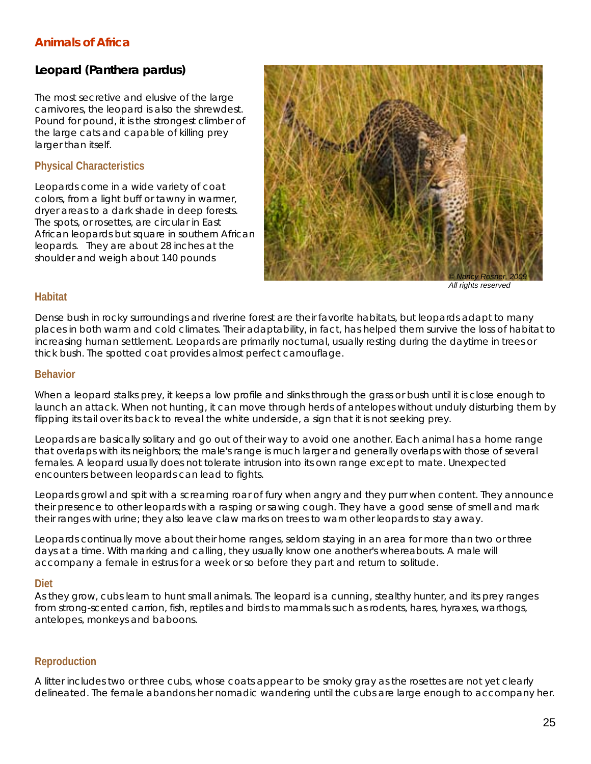## Animals of Africa

### Leopard (Panthera pardus)

The most secretive and elusive of the large carnivores, the leopard is also the shrewdest. Pound for pound, it is the strongest climber of the large cats and capable of killing prey larger than itself.

#### Physical Characteristics

Leopards come in a wide variety of coat colors, from a light buff or tawny in warmer, dryer areas to a dark shade in deep forests. The spots, or rosettes, are circular in East African leopards but square in southern African leopards. They are about 28 inches at the shoulder and weigh about 140 pounds

*© Nancy Rosner, 2009*
*All rights reserved*

#### Habitat

Dense bush in rocky surroundings and riverine forest are their favorite habitats, but leopards adapt to many places in both warm and cold climates. Their adaptability, in fact, has helped them survive the loss of habitat to increasing human settlement. Leopards are primarily nocturnal, usually resting during the daytime in trees or thick bush. The spotted coat provides almost perfect camouflage.

#### Behavior

When a leopard stalks prey, it keeps a low profile and slinks through the grass or bush until it is close enough to launch an attack. When not hunting, it can move through herds of antelopes without unduly disturbing them by flipping its tail over its back to reveal the white underside, a sign that it is not seeking prey.

Leopards are basically solitary and go out of their way to avoid one another. Each animal has a home range that overlaps with its neighbors; the male's range is much larger and generally overlaps with those of several females. A leopard usually does not tolerate intrusion into its own range except to mate. Unexpected encounters between leopards can lead to fights.

Leopards growl and spit with a screaming roar of fury when angry and they purr when content. They announce their presence to other leopards with a rasping or sawing cough. They have a good sense of smell and mark their ranges with urine; they also leave claw marks on trees to warn other leopards to stay away.

Leopards continually move about their home ranges, seldom staying in an area for more than two or three days at a time. With marking and calling, they usually know one another's whereabouts. A male will accompany a female in estrus for a week or so before they part and return to solitude.

#### Diet

As they grow, cubs learn to hunt small animals. The leopard is a cunning, stealthy hunter, and its prey ranges from strong-scented carrion, fish, reptiles and birds to mammals such as rodents, hares, hyraxes, warthogs, antelopes, monkeys and baboons.

#### Reproduction

A litter includes two or three cubs, whose coats appear to be smoky gray as the rosettes are not yet clearly delineated. The female abandons her nomadic wandering until the cubs are large enough to accompany her.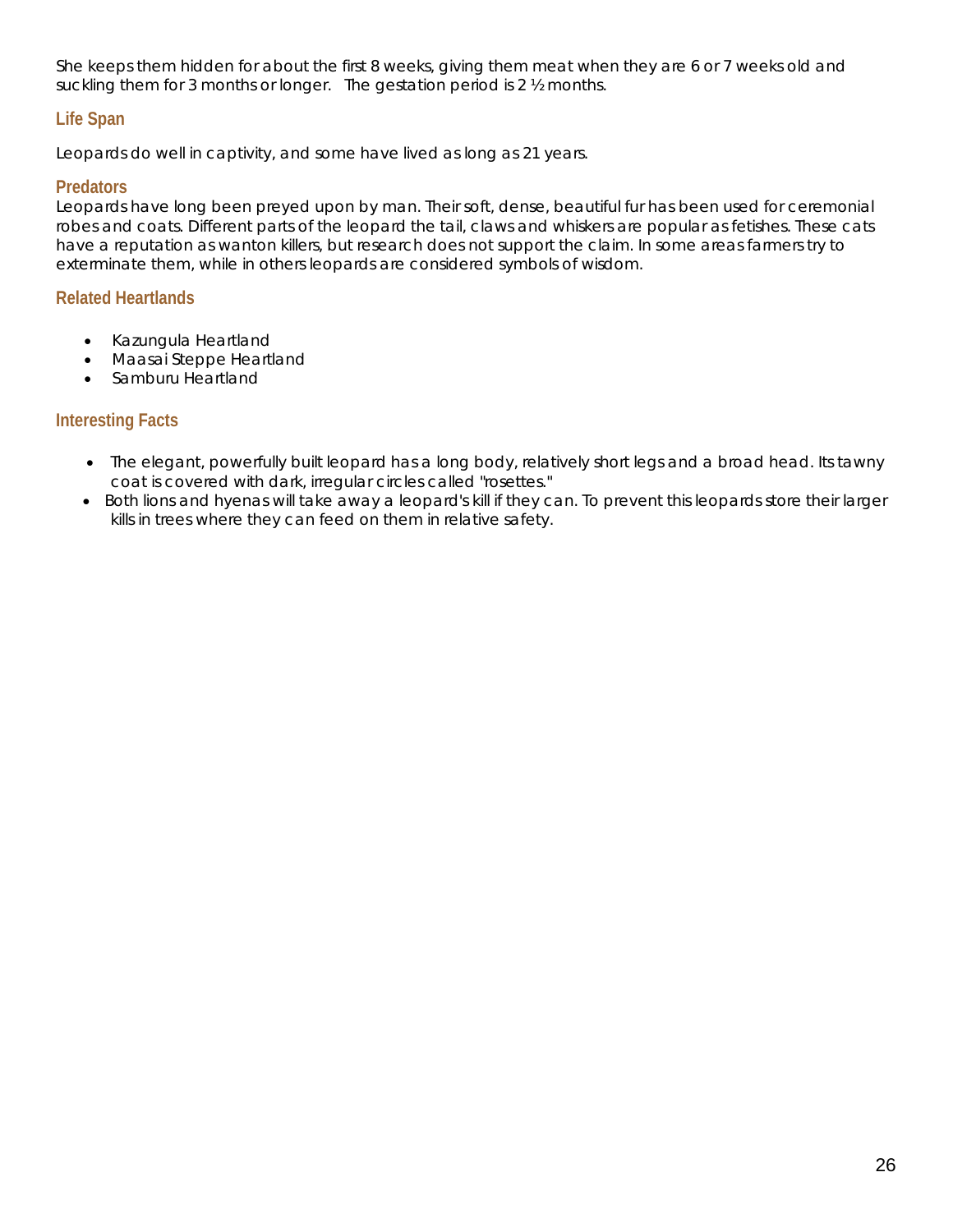She keeps them hidden for about the first 8 weeks, giving them meat when they are 6 or 7 weeks old and suckling them for 3 months or longer. The gestation period is 2 ½ months.

### Life Span

Leopards do well in captivity, and some have lived as long as 21 years.

### Predators

Leopards have long been preyed upon by man. Their soft, dense, beautiful fur has been used for ceremonial robes and coats. Different parts of the leopard the tail, claws and whiskers are popular as fetishes. These cats have a reputation as wanton killers, but research does not support the claim. In some areas farmers try to exterminate them, while in others leopards are considered symbols of wisdom.

### Related Heartlands

- Kazungula Heartland
- Maasai Steppe Heartland
- Samburu Heartland

### Interesting Facts

- The elegant, powerfully built leopard has a long body, relatively short legs and a broad head. Its tawny coat is covered with dark, irregular circles called "rosettes."
- Both lions and hyenas will take away a leopard's kill if they can. To prevent this leopards store their larger kills in trees where they can feed on them in relative safety.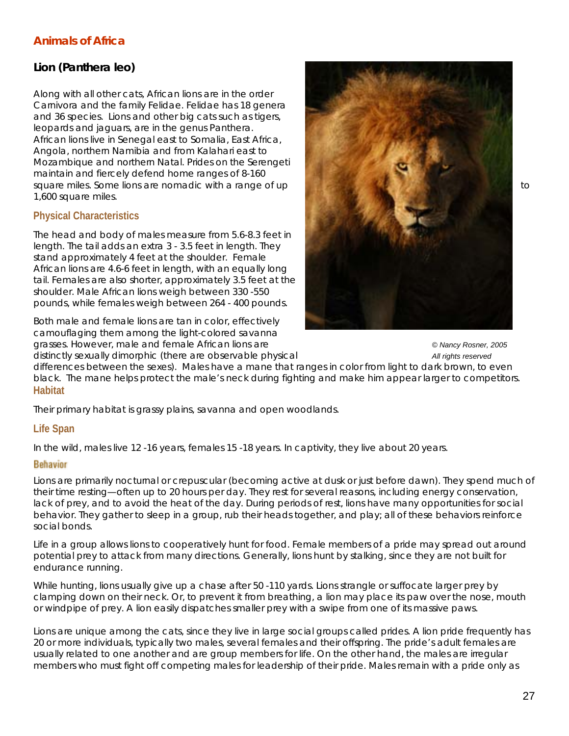## Animals of Africa

### Lion (Panthera leo)

Along with all other cats, African lions are in the order Carnivora and the family Felidae. Felidae has 18 genera and 36 species. Lions and other big cats such as tigers, leopards and jaguars, are in the genus Panthera. African lions live in Senegal east to Somalia, East Africa, Angola, northern Namibia and from Kalahari east to Mozambique and northern Natal. Prides on the Serengeti maintain and fiercely defend home ranges of 8-160 square miles. Some lions are nomadic with a range of up to 1,600 square miles.

#### Physical Characteristics

The head and body of males measure from 5.6-8.3 feet in length. The tail adds an extra 3 - 3.5 feet in length. They stand approximately 4 feet at the shoulder. Female African lions are 4.6-6 feet in length, with an equally long tail. Females are also shorter, approximately 3.5 feet at the shoulder. Male African lions weigh between 330 -550 pounds, while females weigh between 264 - 400 pounds.

Both male and female lions are tan in color, effectively camouflaging them among the light-colored savanna grasses. However, male and female African lions are distinctly sexually dimorphic (there are observable physical differences between the sexes). Males have a mane that ranges in color from light to dark brown, to even black. The mane helps protect the male's neck during fighting and make him appear larger to competitors.

*© Nancy Rosner, 2005*
*All rights reserved*

#### Habitat

Their primary habitat is grassy plains, savanna and open woodlands.

#### Life Span

In the wild, males live 12 -16 years, females 15 -18 years. In captivity, they live about 20 years.

#### Behavior

Lions are primarily nocturnal or crepuscular (becoming active at dusk or just before dawn). They spend much of their time resting—often up to 20 hours per day. They rest for several reasons, including energy conservation, lack of prey, and to avoid the heat of the day. During periods of rest, lions have many opportunities for social behavior. They gather to sleep in a group, rub their heads together, and play; all of these behaviors reinforce social bonds.

Life in a group allows lions to cooperatively hunt for food. Female members of a pride may spread out around potential prey to attack from many directions. Generally, lions hunt by stalking, since they are not built for endurance running.

While hunting, lions usually give up a chase after 50 -110 yards. Lions strangle or suffocate larger prey by clamping down on their neck. Or, to prevent it from breathing, a lion may place its paw over the nose, mouth or windpipe of prey. A lion easily dispatches smaller prey with a swipe from one of its massive paws.

Lions are unique among the cats, since they live in large social groups called prides. A lion pride frequently has 20 or more individuals, typically two males, several females and their offspring. The pride's adult females are usually related to one another and are group members for life. On the other hand, the males are irregular members who must fight off competing males for leadership of their pride. Males remain with a pride only as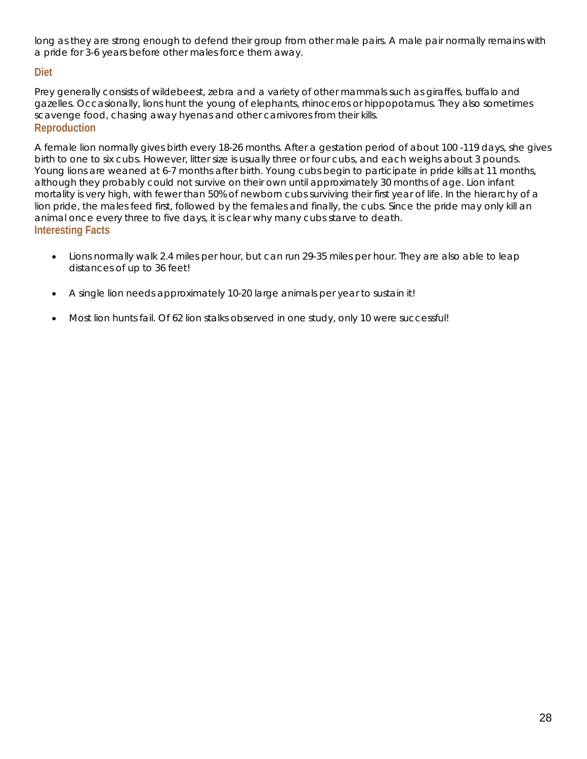long as they are strong enough to defend their group from other male pairs. A male pair normally remains with a pride for 3-6 years before other males force them away.

## Diet

Prey generally consists of wildebeest, zebra and a variety of other mammals such as giraffes, buffalo and gazelles. Occasionally, lions hunt the young of elephants, rhinoceros or hippopotamus. They also sometimes scavenge food, chasing away hyenas and other carnivores from their kills.

## Reproduction

A female lion normally gives birth every 18-26 months. After a gestation period of about 100 -119 days, she gives birth to one to six cubs. However, litter size is usually three or four cubs, and each weighs about 3 pounds. Young lions are weaned at 6-7 months after birth. Young cubs begin to participate in pride kills at 11 months, although they probably could not survive on their own until approximately 30 months of age. Lion infant mortality is very high, with fewer than 50% of newborn cubs surviving their first year of life. In the hierarchy of a lion pride, the males feed first, followed by the females and finally, the cubs. Since the pride may only kill an animal once every three to five days, it is clear why many cubs starve to death.

## Interesting Facts

- Lions normally walk 2.4 miles per hour, but can run 29-35 miles per hour. They are also able to leap distances of up to 36 feet!
- A single lion needs approximately 10-20 large animals per year to sustain it!
- Most lion hunts fail. Of 62 lion stalks observed in one study, only 10 were successful!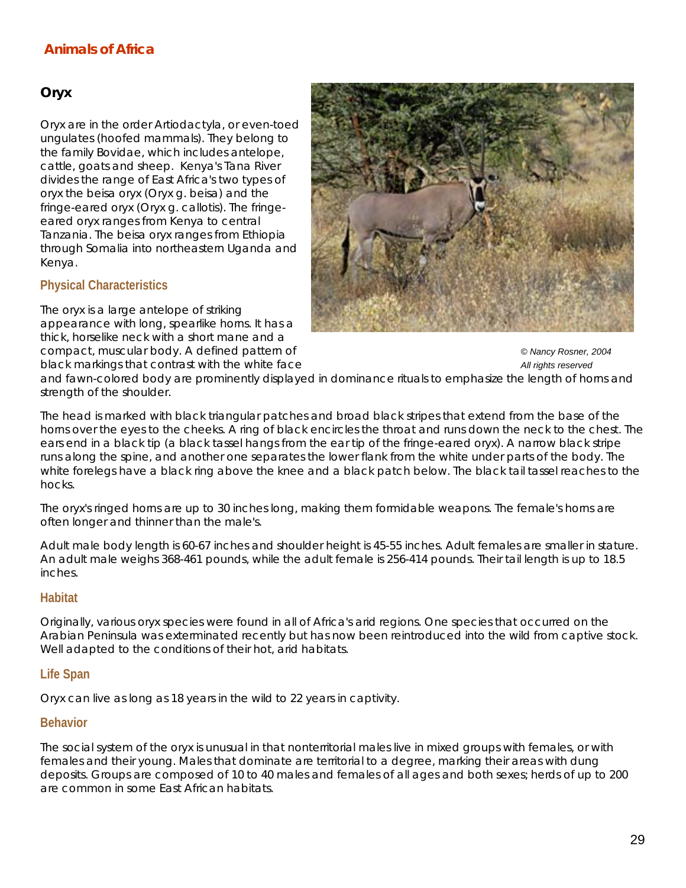## Animals of Africa

### Oryx

Oryx are in the order Artiodactyla, or even-toed ungulates (hoofed mammals). They belong to the family Bovidae, which includes antelope, cattle, goats and sheep. Kenya's Tana River divides the range of East Africa's two types of oryx the beisa oryx (Oryx g. beisa) and the fringe-eared oryx (Oryx g. callotis). The fringe-eared oryx ranges from Kenya to central Tanzania. The beisa oryx ranges from Ethiopia through Somalia into northeastern Uganda and Kenya.

*© Nancy Rosner, 2004*
*All rights reserved*

#### Physical Characteristics

The oryx is a large antelope of striking appearance with long, spearlike horns. It has a thick, horselike neck with a short mane and a compact, muscular body. A defined pattern of black markings that contrast with the white face and fawn-colored body are prominently displayed in dominance rituals to emphasize the length of horns and strength of the shoulder.

The head is marked with black triangular patches and broad black stripes that extend from the base of the horns over the eyes to the cheeks. A ring of black encircles the throat and runs down the neck to the chest. The ears end in a black tip (a black tassel hangs from the ear tip of the fringe-eared oryx). A narrow black stripe runs along the spine, and another one separates the lower flank from the white under parts of the body. The white forelegs have a black ring above the knee and a black patch below. The black tail tassel reaches to the hocks.

The oryx's ringed horns are up to 30 inches long, making them formidable weapons. The female's horns are often longer and thinner than the male's.

Adult male body length is 60-67 inches and shoulder height is 45-55 inches. Adult females are smaller in stature. An adult male weighs 368-461 pounds, while the adult female is 256-414 pounds. Their tail length is up to 18.5 inches.

#### Habitat

Originally, various oryx species were found in all of Africa's arid regions. One species that occurred on the Arabian Peninsula was exterminated recently but has now been reintroduced into the wild from captive stock. Well adapted to the conditions of their hot, arid habitats.

#### Life Span

Oryx can live as long as 18 years in the wild to 22 years in captivity.

#### Behavior

The social system of the oryx is unusual in that nonterritorial males live in mixed groups with females, or with females and their young. Males that dominate are territorial to a degree, marking their areas with dung deposits. Groups are composed of 10 to 40 males and females of all ages and both sexes; herds of up to 200 are common in some East African habitats.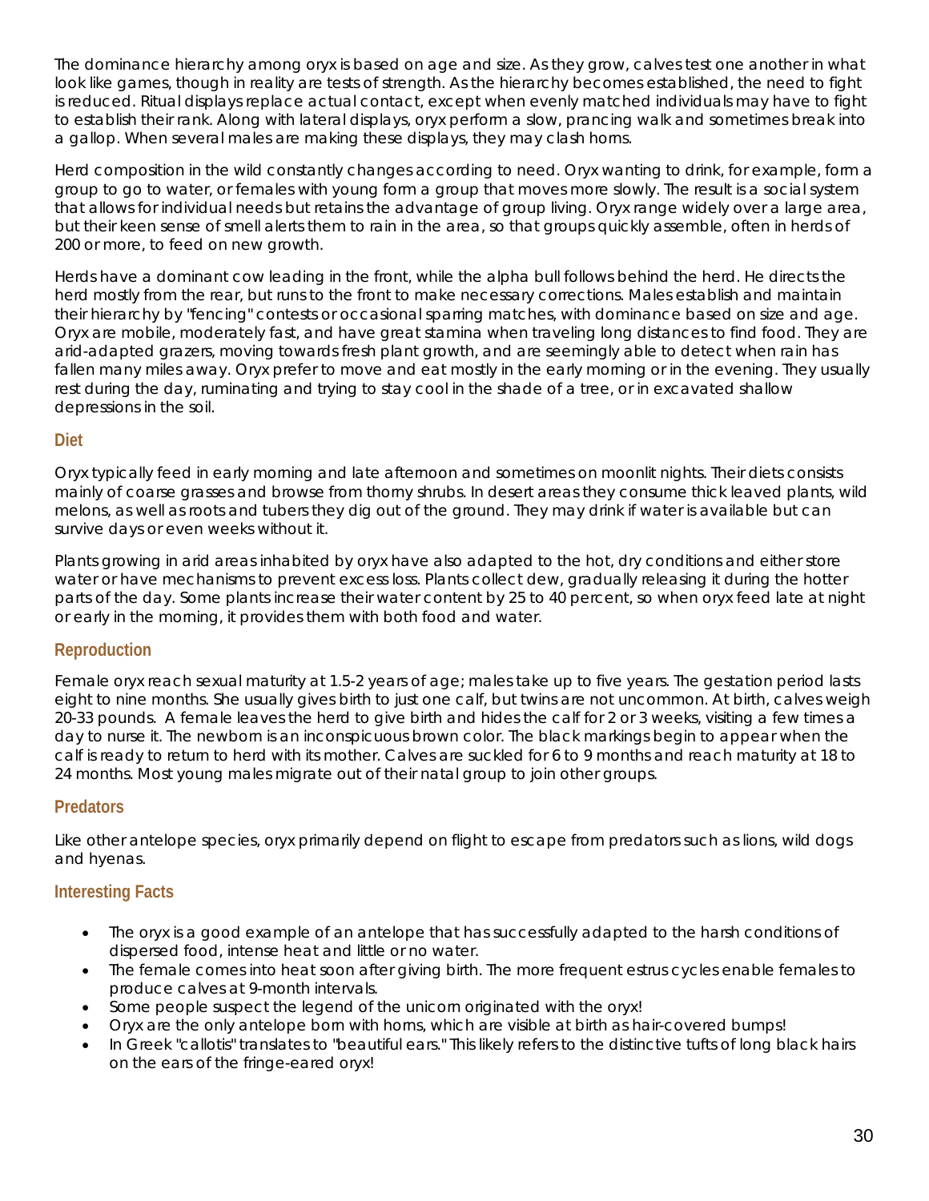The dominance hierarchy among oryx is based on age and size. As they grow, calves test one another in what look like games, though in reality are tests of strength. As the hierarchy becomes established, the need to fight is reduced. Ritual displays replace actual contact, except when evenly matched individuals may have to fight to establish their rank. Along with lateral displays, oryx perform a slow, prancing walk and sometimes break into a gallop. When several males are making these displays, they may clash horns.

Herd composition in the wild constantly changes according to need. Oryx wanting to drink, for example, form a group to go to water, or females with young form a group that moves more slowly. The result is a social system that allows for individual needs but retains the advantage of group living. Oryx range widely over a large area, but their keen sense of smell alerts them to rain in the area, so that groups quickly assemble, often in herds of 200 or more, to feed on new growth.

Herds have a dominant cow leading in the front, while the alpha bull follows behind the herd. He directs the herd mostly from the rear, but runs to the front to make necessary corrections. Males establish and maintain their hierarchy by "fencing" contests or occasional sparring matches, with dominance based on size and age. Oryx are mobile, moderately fast, and have great stamina when traveling long distances to find food. They are arid-adapted grazers, moving towards fresh plant growth, and are seemingly able to detect when rain has fallen many miles away. Oryx prefer to move and eat mostly in the early morning or in the evening. They usually rest during the day, ruminating and trying to stay cool in the shade of a tree, or in excavated shallow depressions in the soil.

## Diet

Oryx typically feed in early morning and late afternoon and sometimes on moonlit nights. Their diets consists mainly of coarse grasses and browse from thorny shrubs. In desert areas they consume thick leaved plants, wild melons, as well as roots and tubers they dig out of the ground. They may drink if water is available but can survive days or even weeks without it.

Plants growing in arid areas inhabited by oryx have also adapted to the hot, dry conditions and either store water or have mechanisms to prevent excess loss. Plants collect dew, gradually releasing it during the hotter parts of the day. Some plants increase their water content by 25 to 40 percent, so when oryx feed late at night or early in the morning, it provides them with both food and water.

## Reproduction

Female oryx reach sexual maturity at 1.5-2 years of age; males take up to five years. The gestation period lasts eight to nine months. She usually gives birth to just one calf, but twins are not uncommon. At birth, calves weigh 20-33 pounds. A female leaves the herd to give birth and hides the calf for 2 or 3 weeks, visiting a few times a day to nurse it. The newborn is an inconspicuous brown color. The black markings begin to appear when the calf is ready to return to herd with its mother. Calves are suckled for 6 to 9 months and reach maturity at 18 to 24 months. Most young males migrate out of their natal group to join other groups.

## Predators

Like other antelope species, oryx primarily depend on flight to escape from predators such as lions, wild dogs and hyenas.

## Interesting Facts

- The oryx is a good example of an antelope that has successfully adapted to the harsh conditions of dispersed food, intense heat and little or no water.
- The female comes into heat soon after giving birth. The more frequent estrus cycles enable females to produce calves at 9-month intervals.
- Some people suspect the legend of the unicorn originated with the oryx!
- Oryx are the only antelope born with horns, which are visible at birth as hair-covered bumps!
- In Greek "callotis" translates to "beautiful ears." This likely refers to the distinctive tufts of long black hairs on the ears of the fringe-eared oryx!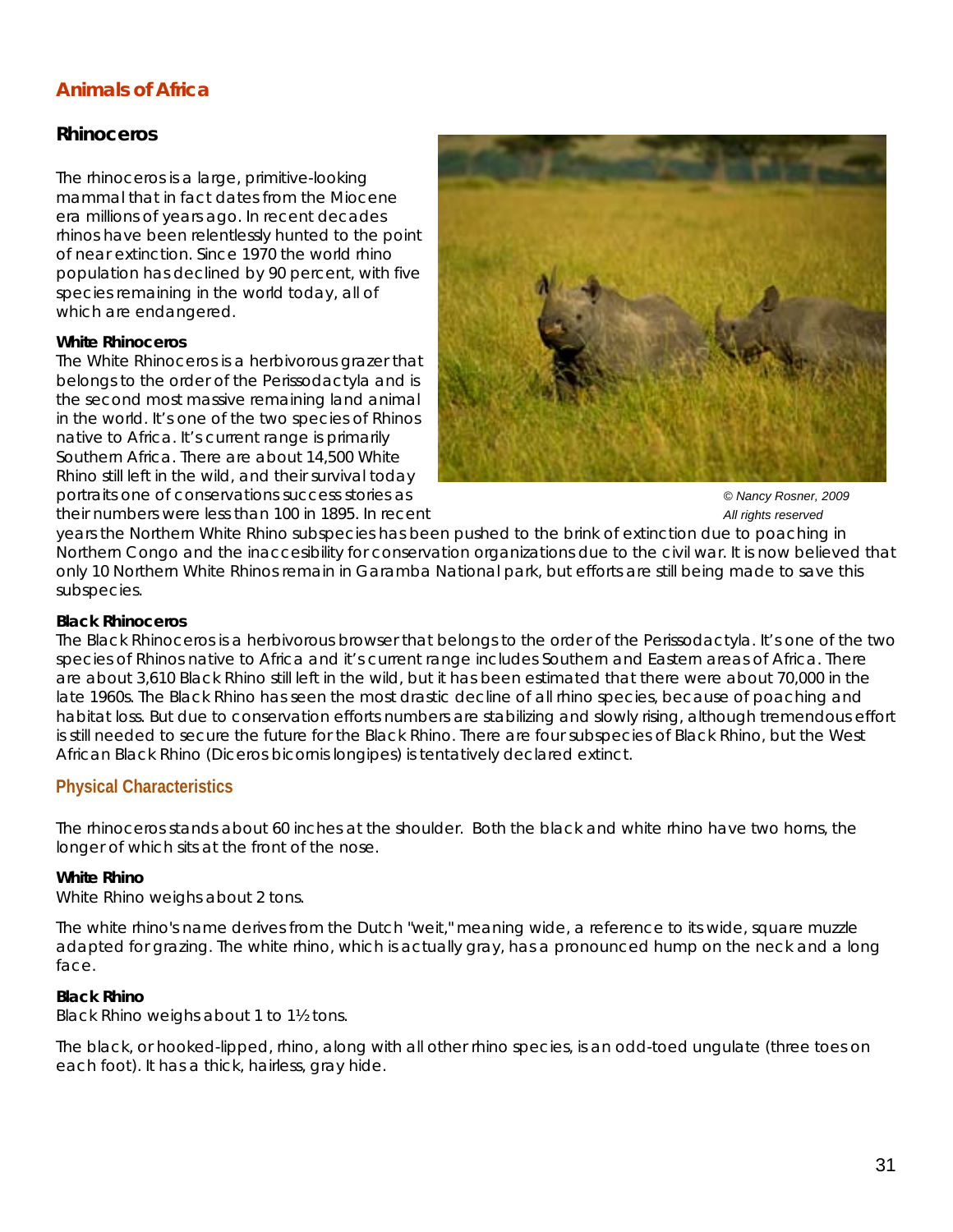## Animals of Africa

### Rhinoceros

The rhinoceros is a large, primitive-looking mammal that in fact dates from the Miocene era millions of years ago. In recent decades rhinos have been relentlessly hunted to the point of near extinction. Since 1970 the world rhino population has declined by 90 percent, with five species remaining in the world today, all of which are endangered.

**White Rhinoceros**

The White Rhinoceros is a herbivorous grazer that belongs to the order of the Perissodactyla and is the second most massive remaining land animal in the world. It's one of the two species of Rhinos native to Africa. It's current range is primarily Southern Africa. There are about 14,500 White Rhino still left in the wild, and their survival today portraits one of conservations success stories as their numbers were less than 100 in 1895. In recent years the Northern White Rhino subspecies has been pushed to the brink of extinction due to poaching in Northern Congo and the inaccesibility for conservation organizations due to the civil war. It is now believed that only 10 Northern White Rhinos remain in Garamba National park, but efforts are still being made to save this subspecies.

*© Nancy Rosner, 2009*
*All rights reserved*

**Black Rhinoceros**

The Black Rhinoceros is a herbivorous browser that belongs to the order of the Perissodactyla. It's one of the two species of Rhinos native to Africa and it's current range includes Southern and Eastern areas of Africa. There are about 3,610 Black Rhino still left in the wild, but it has been estimated that there were about 70,000 in the late 1960s. The Black Rhino has seen the most drastic decline of all rhino species, because of poaching and habitat loss. But due to conservation efforts numbers are stabilizing and slowly rising, although tremendous effort is still needed to secure the future for the Black Rhino. There are four subspecies of Black Rhino, but the West African Black Rhino (Diceros bicornis longipes) is tentatively declared extinct.

#### Physical Characteristics

The rhinoceros stands about 60 inches at the shoulder. Both the black and white rhino have two horns, the longer of which sits at the front of the nose.

**White Rhino**

White Rhino weighs about 2 tons.

The white rhino's name derives from the Dutch "weit," meaning wide, a reference to its wide, square muzzle adapted for grazing. The white rhino, which is actually gray, has a pronounced hump on the neck and a long face.

**Black Rhino**

Black Rhino weighs about 1 to 1½ tons.

The black, or hooked-lipped, rhino, along with all other rhino species, is an odd-toed ungulate (three toes on each foot). It has a thick, hairless, gray hide.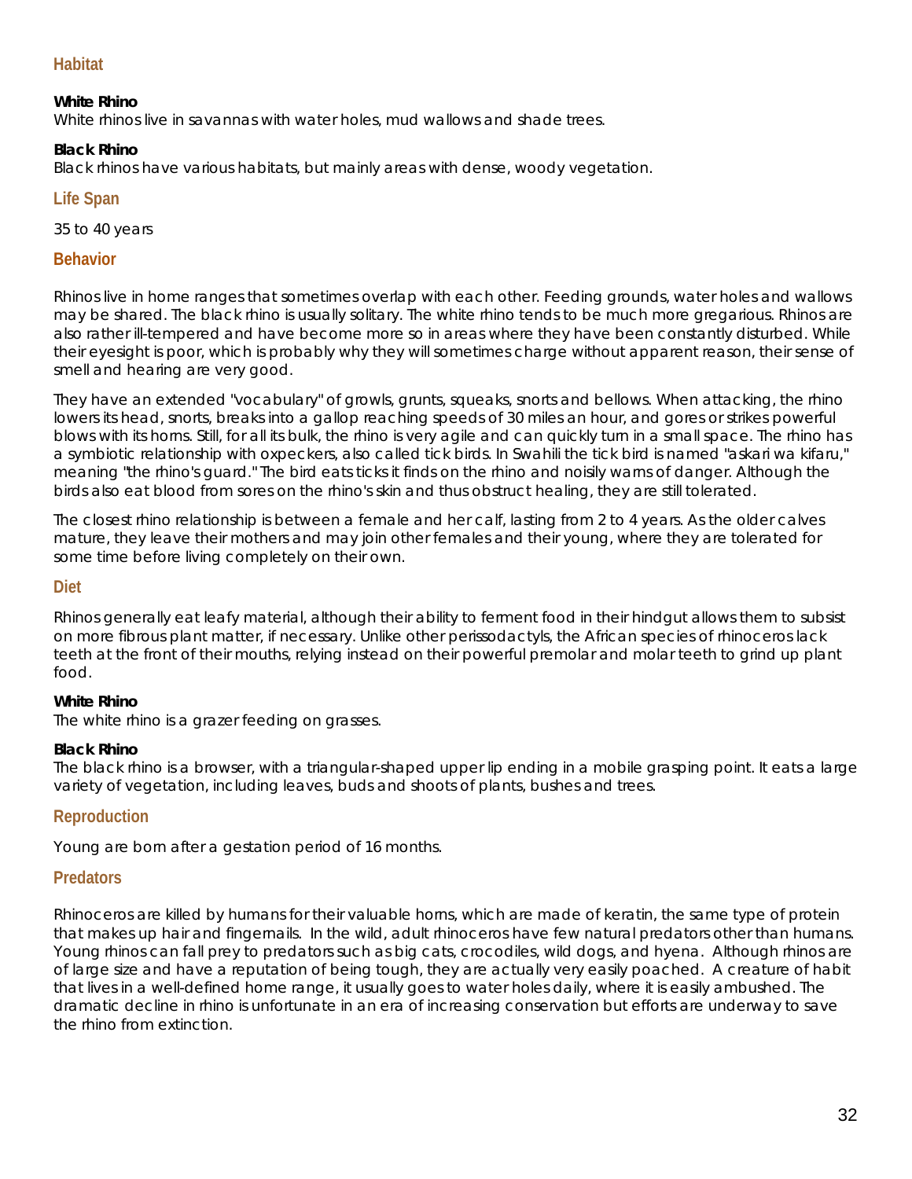## Habitat

**White Rhino**
White rhinos live in savannas with water holes, mud wallows and shade trees.

**Black Rhino**
Black rhinos have various habitats, but mainly areas with dense, woody vegetation.

## Life Span

35 to 40 years

## Behavior

Rhinos live in home ranges that sometimes overlap with each other. Feeding grounds, water holes and wallows may be shared. The black rhino is usually solitary. The white rhino tends to be much more gregarious. Rhinos are also rather ill-tempered and have become more so in areas where they have been constantly disturbed. While their eyesight is poor, which is probably why they will sometimes charge without apparent reason, their sense of smell and hearing are very good.

They have an extended "vocabulary" of growls, grunts, squeaks, snorts and bellows. When attacking, the rhino lowers its head, snorts, breaks into a gallop reaching speeds of 30 miles an hour, and gores or strikes powerful blows with its horns. Still, for all its bulk, the rhino is very agile and can quickly turn in a small space. The rhino has a symbiotic relationship with oxpeckers, also called tick birds. In Swahili the tick bird is named "askari wa kifaru," meaning "the rhino's guard." The bird eats ticks it finds on the rhino and noisily warns of danger. Although the birds also eat blood from sores on the rhino's skin and thus obstruct healing, they are still tolerated.

The closest rhino relationship is between a female and her calf, lasting from 2 to 4 years. As the older calves mature, they leave their mothers and may join other females and their young, where they are tolerated for some time before living completely on their own.

## Diet

Rhinos generally eat leafy material, although their ability to ferment food in their hindgut allows them to subsist on more fibrous plant matter, if necessary. Unlike other perissodactyls, the African species of rhinoceros lack teeth at the front of their mouths, relying instead on their powerful premolar and molar teeth to grind up plant food.

**White Rhino**
The white rhino is a grazer feeding on grasses.

**Black Rhino**
The black rhino is a browser, with a triangular-shaped upper lip ending in a mobile grasping point. It eats a large variety of vegetation, including leaves, buds and shoots of plants, bushes and trees.

## Reproduction

Young are born after a gestation period of 16 months.

## Predators

Rhinoceros are killed by humans for their valuable horns, which are made of keratin, the same type of protein that makes up hair and fingernails. In the wild, adult rhinoceros have few natural predators other than humans. Young rhinos can fall prey to predators such as big cats, crocodiles, wild dogs, and hyena. Although rhinos are of large size and have a reputation of being tough, they are actually very easily poached. A creature of habit that lives in a well-defined home range, it usually goes to water holes daily, where it is easily ambushed. The dramatic decline in rhino is unfortunate in an era of increasing conservation but efforts are underway to save the rhino from extinction.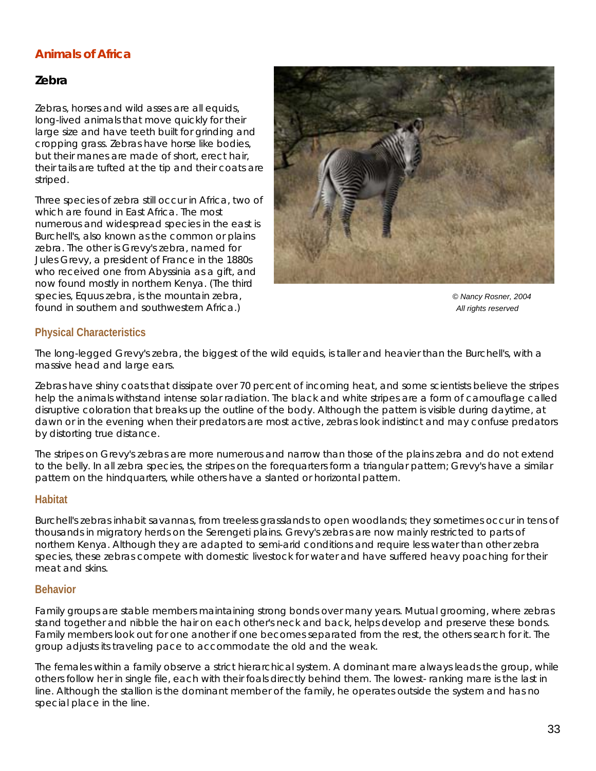## Animals of Africa

### Zebra

Zebras, horses and wild asses are all equids, long-lived animals that move quickly for their large size and have teeth built for grinding and cropping grass. Zebras have horse like bodies, but their manes are made of short, erect hair, their tails are tufted at the tip and their coats are striped.

Three species of zebra still occur in Africa, two of which are found in East Africa. The most numerous and widespread species in the east is Burchell's, also known as the common or plains zebra. The other is Grevy's zebra, named for Jules Grevy, a president of France in the 1880s who received one from Abyssinia as a gift, and now found mostly in northern Kenya. (The third species, Equus zebra, is the mountain zebra, found in southern and southwestern Africa.)

*© Nancy Rosner, 2004*
*All rights reserved*

#### Physical Characteristics

The long-legged Grevy's zebra, the biggest of the wild equids, is taller and heavier than the Burchell's, with a massive head and large ears.

Zebras have shiny coats that dissipate over 70 percent of incoming heat, and some scientists believe the stripes help the animals withstand intense solar radiation. The black and white stripes are a form of camouflage called disruptive coloration that breaks up the outline of the body. Although the pattern is visible during daytime, at dawn or in the evening when their predators are most active, zebras look indistinct and may confuse predators by distorting true distance.

The stripes on Grevy's zebras are more numerous and narrow than those of the plains zebra and do not extend to the belly. In all zebra species, the stripes on the forequarters form a triangular pattern; Grevy's have a similar pattern on the hindquarters, while others have a slanted or horizontal pattern.

#### Habitat

Burchell's zebras inhabit savannas, from treeless grasslands to open woodlands; they sometimes occur in tens of thousands in migratory herds on the Serengeti plains. Grevy's zebras are now mainly restricted to parts of northern Kenya. Although they are adapted to semi-arid conditions and require less water than other zebra species, these zebras compete with domestic livestock for water and have suffered heavy poaching for their meat and skins.

#### Behavior

Family groups are stable members maintaining strong bonds over many years. Mutual grooming, where zebras stand together and nibble the hair on each other's neck and back, helps develop and preserve these bonds. Family members look out for one another if one becomes separated from the rest, the others search for it. The group adjusts its traveling pace to accommodate the old and the weak.

The females within a family observe a strict hierarchical system. A dominant mare always leads the group, while others follow her in single file, each with their foals directly behind them. The lowest- ranking mare is the last in line. Although the stallion is the dominant member of the family, he operates outside the system and has no special place in the line.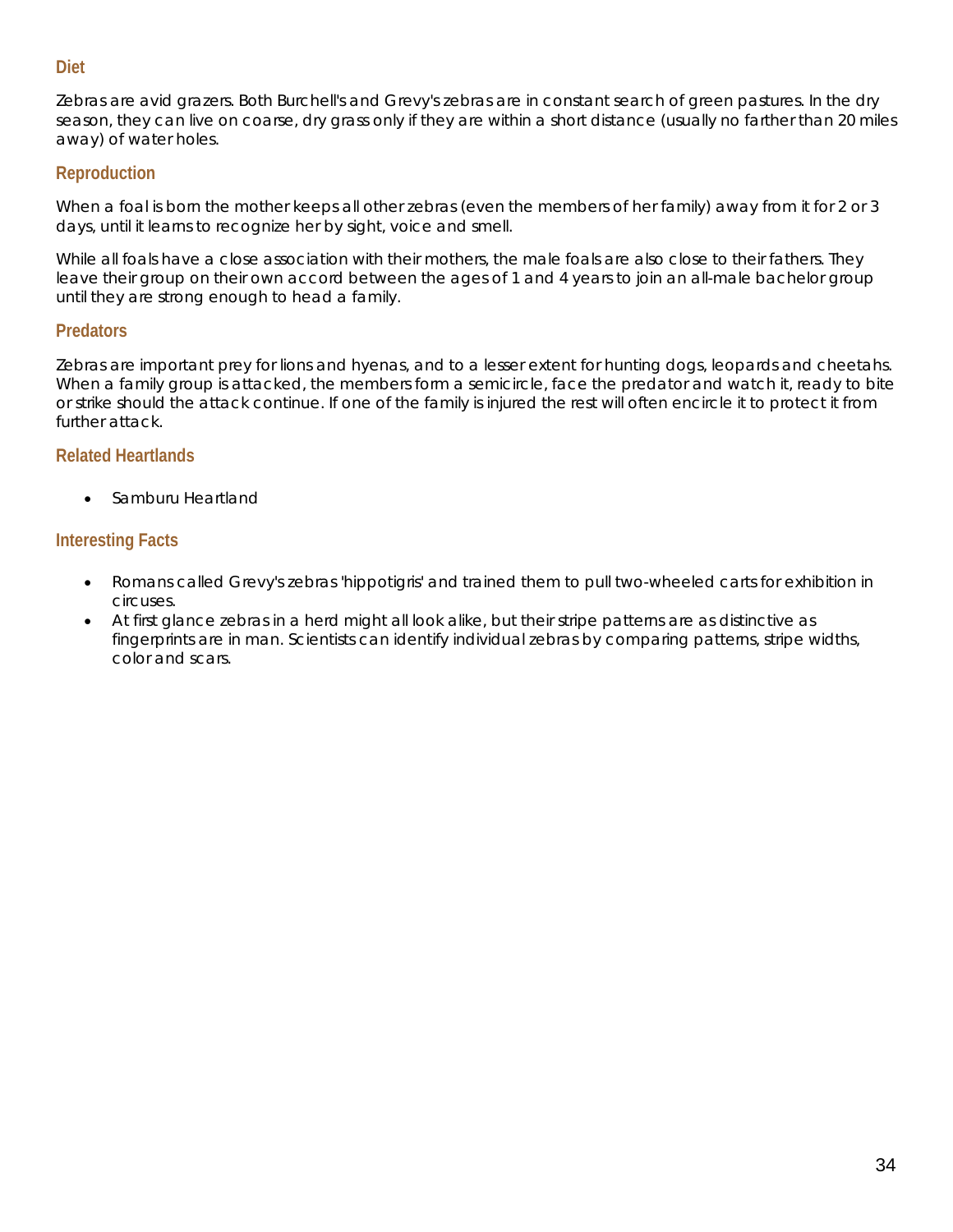### Diet

Zebras are avid grazers. Both Burchell's and Grevy's zebras are in constant search of green pastures. In the dry season, they can live on coarse, dry grass only if they are within a short distance (usually no farther than 20 miles away) of water holes.

### Reproduction

When a foal is born the mother keeps all other zebras (even the members of her family) away from it for 2 or 3 days, until it learns to recognize her by sight, voice and smell.

While all foals have a close association with their mothers, the male foals are also close to their fathers. They leave their group on their own accord between the ages of 1 and 4 years to join an all-male bachelor group until they are strong enough to head a family.

### Predators

Zebras are important prey for lions and hyenas, and to a lesser extent for hunting dogs, leopards and cheetahs. When a family group is attacked, the members form a semicircle, face the predator and watch it, ready to bite or strike should the attack continue. If one of the family is injured the rest will often encircle it to protect it from further attack.

### Related Heartlands

- Samburu Heartland

### Interesting Facts

- Romans called Grevy's zebras 'hippotigris' and trained them to pull two-wheeled carts for exhibition in circuses.
- At first glance zebras in a herd might all look alike, but their stripe patterns are as distinctive as fingerprints are in man. Scientists can identify individual zebras by comparing patterns, stripe widths, color and scars.